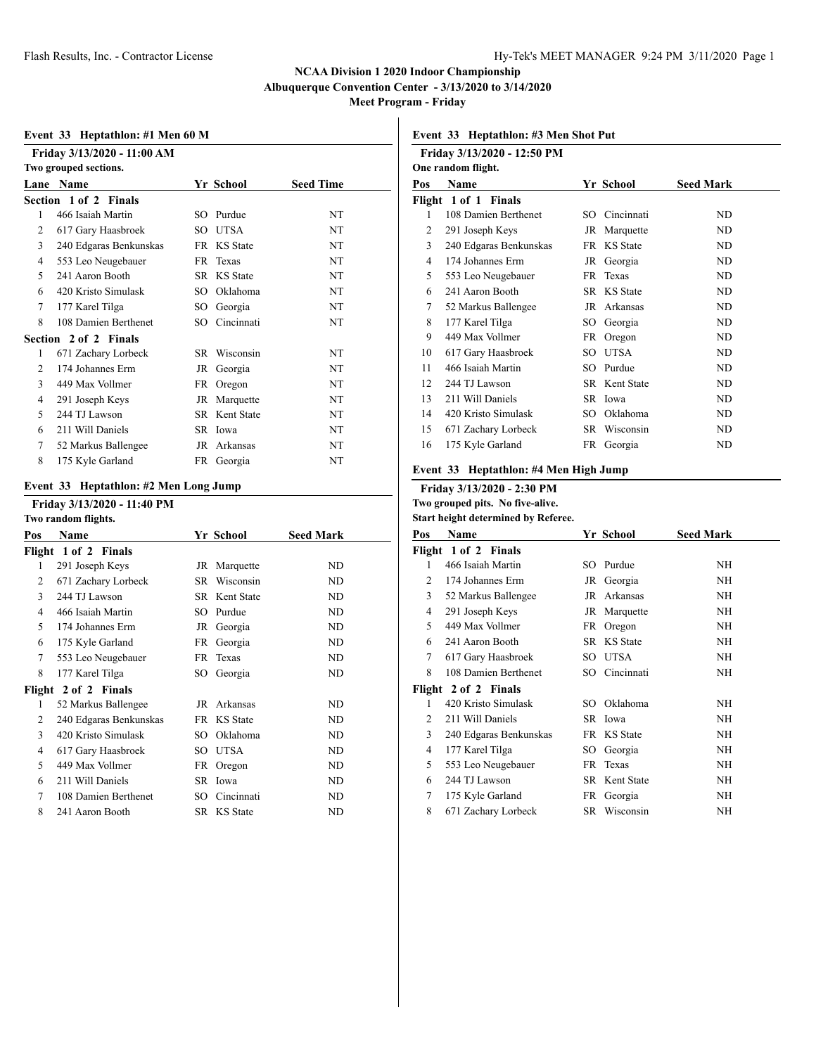# NCAA Division 1 2020 Indoor Championship

## Albuquerque Convention Center - 3/13/2020 to 3/14/2020

## Meet Program - Friday

### Event 33 Heptathlon: #1 Men 60 M

**Friday 3/13/2020 - 11:00 AM**

Two grouped sections.

| Lane | Name | Yr | School | Seed Time |
|---|---|---|---|---|
| **Section 1 of 2 Finals** | | | | |
| 1 | 466 Isaiah Martin | SO | Purdue | NT |
| 2 | 617 Gary Haasbroek | SO | UTSA | NT |
| 3 | 240 Edgaras Benkunskas | FR | KS State | NT |
| 4 | 553 Leo Neugebauer | FR | Texas | NT |
| 5 | 241 Aaron Booth | SR | KS State | NT |
| 6 | 420 Kristo Simulask | SO | Oklahoma | NT |
| 7 | 177 Karel Tilga | SO | Georgia | NT |
| 8 | 108 Damien Berthenet | SO | Cincinnati | NT |
| **Section 2 of 2 Finals** | | | | |
| 1 | 671 Zachary Lorbeck | SR | Wisconsin | NT |
| 2 | 174 Johannes Erm | JR | Georgia | NT |
| 3 | 449 Max Vollmer | FR | Oregon | NT |
| 4 | 291 Joseph Keys | JR | Marquette | NT |
| 5 | 244 TJ Lawson | SR | Kent State | NT |
| 6 | 211 Will Daniels | SR | Iowa | NT |
| 7 | 52 Markus Ballengee | JR | Arkansas | NT |
| 8 | 175 Kyle Garland | FR | Georgia | NT |

### Event 33 Heptathlon: #2 Men Long Jump

**Friday 3/13/2020 - 11:40 PM**

Two random flights.

| Pos | Name | Yr | School | Seed Mark |
|---|---|---|---|---|
| **Flight 1 of 2 Finals** | | | | |
| 1 | 291 Joseph Keys | JR | Marquette | ND |
| 2 | 671 Zachary Lorbeck | SR | Wisconsin | ND |
| 3 | 244 TJ Lawson | SR | Kent State | ND |
| 4 | 466 Isaiah Martin | SO | Purdue | ND |
| 5 | 174 Johannes Erm | JR | Georgia | ND |
| 6 | 175 Kyle Garland | FR | Georgia | ND |
| 7 | 553 Leo Neugebauer | FR | Texas | ND |
| 8 | 177 Karel Tilga | SO | Georgia | ND |
| **Flight 2 of 2 Finals** | | | | |
| 1 | 52 Markus Ballengee | JR | Arkansas | ND |
| 2 | 240 Edgaras Benkunskas | FR | KS State | ND |
| 3 | 420 Kristo Simulask | SO | Oklahoma | ND |
| 4 | 617 Gary Haasbroek | SO | UTSA | ND |
| 5 | 449 Max Vollmer | FR | Oregon | ND |
| 6 | 211 Will Daniels | SR | Iowa | ND |
| 7 | 108 Damien Berthenet | SO | Cincinnati | ND |
| 8 | 241 Aaron Booth | SR | KS State | ND |

### Event 33 Heptathlon: #3 Men Shot Put

**Friday 3/13/2020 - 12:50 PM**

One random flight.

| Pos | Name | Yr | School | Seed Mark |
|---|---|---|---|---|
| **Flight 1 of 1 Finals** | | | | |
| 1 | 108 Damien Berthenet | SO | Cincinnati | ND |
| 2 | 291 Joseph Keys | JR | Marquette | ND |
| 3 | 240 Edgaras Benkunskas | FR | KS State | ND |
| 4 | 174 Johannes Erm | JR | Georgia | ND |
| 5 | 553 Leo Neugebauer | FR | Texas | ND |
| 6 | 241 Aaron Booth | SR | KS State | ND |
| 7 | 52 Markus Ballengee | JR | Arkansas | ND |
| 8 | 177 Karel Tilga | SO | Georgia | ND |
| 9 | 449 Max Vollmer | FR | Oregon | ND |
| 10 | 617 Gary Haasbroek | SO | UTSA | ND |
| 11 | 466 Isaiah Martin | SO | Purdue | ND |
| 12 | 244 TJ Lawson | SR | Kent State | ND |
| 13 | 211 Will Daniels | SR | Iowa | ND |
| 14 | 420 Kristo Simulask | SO | Oklahoma | ND |
| 15 | 671 Zachary Lorbeck | SR | Wisconsin | ND |
| 16 | 175 Kyle Garland | FR | Georgia | ND |

### Event 33 Heptathlon: #4 Men High Jump

**Friday 3/13/2020 - 2:30 PM**

Two grouped pits. No five-alive.

Start height determined by Referee.

| Pos | Name | Yr | School | Seed Mark |
|---|---|---|---|---|
| **Flight 1 of 2 Finals** | | | | |
| 1 | 466 Isaiah Martin | SO | Purdue | NH |
| 2 | 174 Johannes Erm | JR | Georgia | NH |
| 3 | 52 Markus Ballengee | JR | Arkansas | NH |
| 4 | 291 Joseph Keys | JR | Marquette | NH |
| 5 | 449 Max Vollmer | FR | Oregon | NH |
| 6 | 241 Aaron Booth | SR | KS State | NH |
| 7 | 617 Gary Haasbroek | SO | UTSA | NH |
| 8 | 108 Damien Berthenet | SO | Cincinnati | NH |
| **Flight 2 of 2 Finals** | | | | |
| 1 | 420 Kristo Simulask | SO | Oklahoma | NH |
| 2 | 211 Will Daniels | SR | Iowa | NH |
| 3 | 240 Edgaras Benkunskas | FR | KS State | NH |
| 4 | 177 Karel Tilga | SO | Georgia | NH |
| 5 | 553 Leo Neugebauer | FR | Texas | NH |
| 6 | 244 TJ Lawson | SR | Kent State | NH |
| 7 | 175 Kyle Garland | FR | Georgia | NH |
| 8 | 671 Zachary Lorbeck | SR | Wisconsin | NH |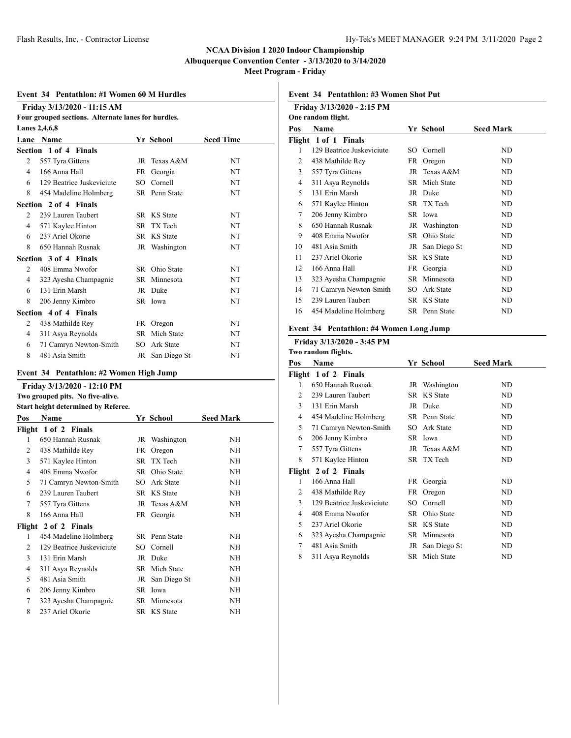**NCAA Division 1 2020 Indoor Championship**
**Albuquerque Convention Center - 3/13/2020 to 3/14/2020**
**Meet Program - Friday**

## Event 34 Pentathlon: #1 Women 60 M Hurdles

**Friday 3/13/2020 - 11:15 AM**
**Four grouped sections. Alternate lanes for hurdles.**
**Lanes 2,4,6,8**

| Lane | Name | Yr | School | Seed Time |
|---|---|---|---|---|
| **Section 1 of 4 Finals** | | | | |
| 2 | 557 Tyra Gittens | JR | Texas A&M | NT |
| 4 | 166 Anna Hall | FR | Georgia | NT |
| 6 | 129 Beatrice Juskeviciute | SO | Cornell | NT |
| 8 | 454 Madeline Holmberg | SR | Penn State | NT |
| **Section 2 of 4 Finals** | | | | |
| 2 | 239 Lauren Taubert | SR | KS State | NT |
| 4 | 571 Kaylee Hinton | SR | TX Tech | NT |
| 6 | 237 Ariel Okorie | SR | KS State | NT |
| 8 | 650 Hannah Rusnak | JR | Washington | NT |
| **Section 3 of 4 Finals** | | | | |
| 2 | 408 Emma Nwofor | SR | Ohio State | NT |
| 4 | 323 Ayesha Champagnie | SR | Minnesota | NT |
| 6 | 131 Erin Marsh | JR | Duke | NT |
| 8 | 206 Jenny Kimbro | SR | Iowa | NT |
| **Section 4 of 4 Finals** | | | | |
| 2 | 438 Mathilde Rey | FR | Oregon | NT |
| 4 | 311 Asya Reynolds | SR | Mich State | NT |
| 6 | 71 Camryn Newton-Smith | SO | Ark State | NT |
| 8 | 481 Asia Smith | JR | San Diego St | NT |

## Event 34 Pentathlon: #2 Women High Jump

**Friday 3/13/2020 - 12:10 PM**
**Two grouped pits. No five-alive.**
**Start height determined by Referee.**

| Pos | Name | Yr | School | Seed Mark |
|---|---|---|---|---|
| **Flight 1 of 2 Finals** | | | | |
| 1 | 650 Hannah Rusnak | JR | Washington | NH |
| 2 | 438 Mathilde Rey | FR | Oregon | NH |
| 3 | 571 Kaylee Hinton | SR | TX Tech | NH |
| 4 | 408 Emma Nwofor | SR | Ohio State | NH |
| 5 | 71 Camryn Newton-Smith | SO | Ark State | NH |
| 6 | 239 Lauren Taubert | SR | KS State | NH |
| 7 | 557 Tyra Gittens | JR | Texas A&M | NH |
| 8 | 166 Anna Hall | FR | Georgia | NH |
| **Flight 2 of 2 Finals** | | | | |
| 1 | 454 Madeline Holmberg | SR | Penn State | NH |
| 2 | 129 Beatrice Juskeviciute | SO | Cornell | NH |
| 3 | 131 Erin Marsh | JR | Duke | NH |
| 4 | 311 Asya Reynolds | SR | Mich State | NH |
| 5 | 481 Asia Smith | JR | San Diego St | NH |
| 6 | 206 Jenny Kimbro | SR | Iowa | NH |
| 7 | 323 Ayesha Champagnie | SR | Minnesota | NH |
| 8 | 237 Ariel Okorie | SR | KS State | NH |

## Event 34 Pentathlon: #3 Women Shot Put

**Friday 3/13/2020 - 2:15 PM**
**One random flight.**

| Pos | Name | Yr | School | Seed Mark |
|---|---|---|---|---|
| **Flight 1 of 1 Finals** | | | | |
| 1 | 129 Beatrice Juskeviciute | SO | Cornell | ND |
| 2 | 438 Mathilde Rey | FR | Oregon | ND |
| 3 | 557 Tyra Gittens | JR | Texas A&M | ND |
| 4 | 311 Asya Reynolds | SR | Mich State | ND |
| 5 | 131 Erin Marsh | JR | Duke | ND |
| 6 | 571 Kaylee Hinton | SR | TX Tech | ND |
| 7 | 206 Jenny Kimbro | SR | Iowa | ND |
| 8 | 650 Hannah Rusnak | JR | Washington | ND |
| 9 | 408 Emma Nwofor | SR | Ohio State | ND |
| 10 | 481 Asia Smith | JR | San Diego St | ND |
| 11 | 237 Ariel Okorie | SR | KS State | ND |
| 12 | 166 Anna Hall | FR | Georgia | ND |
| 13 | 323 Ayesha Champagnie | SR | Minnesota | ND |
| 14 | 71 Camryn Newton-Smith | SO | Ark State | ND |
| 15 | 239 Lauren Taubert | SR | KS State | ND |
| 16 | 454 Madeline Holmberg | SR | Penn State | ND |

## Event 34 Pentathlon: #4 Women Long Jump

**Friday 3/13/2020 - 3:45 PM**
**Two random flights.**

| Pos | Name | Yr | School | Seed Mark |
|---|---|---|---|---|
| **Flight 1 of 2 Finals** | | | | |
| 1 | 650 Hannah Rusnak | JR | Washington | ND |
| 2 | 239 Lauren Taubert | SR | KS State | ND |
| 3 | 131 Erin Marsh | JR | Duke | ND |
| 4 | 454 Madeline Holmberg | SR | Penn State | ND |
| 5 | 71 Camryn Newton-Smith | SO | Ark State | ND |
| 6 | 206 Jenny Kimbro | SR | Iowa | ND |
| 7 | 557 Tyra Gittens | JR | Texas A&M | ND |
| 8 | 571 Kaylee Hinton | SR | TX Tech | ND |
| **Flight 2 of 2 Finals** | | | | |
| 1 | 166 Anna Hall | FR | Georgia | ND |
| 2 | 438 Mathilde Rey | FR | Oregon | ND |
| 3 | 129 Beatrice Juskeviciute | SO | Cornell | ND |
| 4 | 408 Emma Nwofor | SR | Ohio State | ND |
| 5 | 237 Ariel Okorie | SR | KS State | ND |
| 6 | 323 Ayesha Champagnie | SR | Minnesota | ND |
| 7 | 481 Asia Smith | JR | San Diego St | ND |
| 8 | 311 Asya Reynolds | SR | Mich State | ND |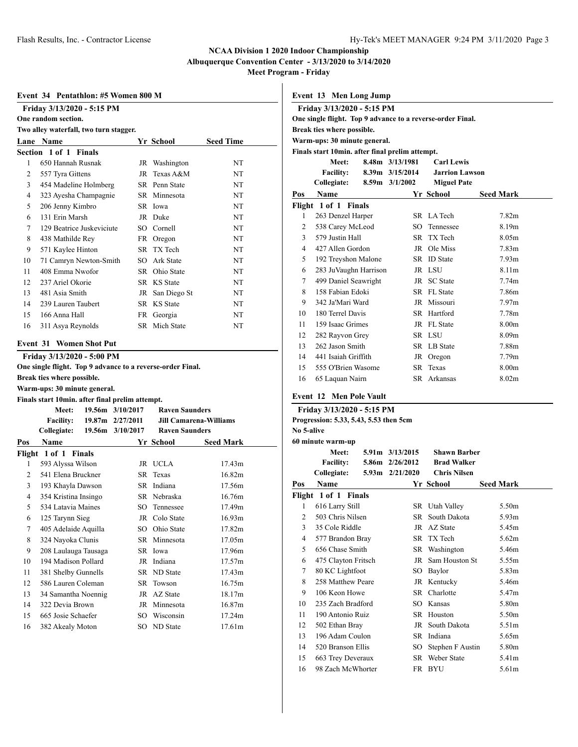## NCAA Division 1 2020 Indoor Championship
## Albuquerque Convention Center - 3/13/2020 to 3/14/2020
## Meet Program - Friday

### Event 34 Pentathlon: #5 Women 800 M

**Friday 3/13/2020 - 5:15 PM**
**One random section.**
**Two alley waterfall, two turn stagger.**

| Lane | Name | Yr | School | Seed Time |
|---|---|---|---|---|
| **Section 1 of 1 Finals** | | | | |
| 1 | 650 Hannah Rusnak | JR | Washington | NT |
| 2 | 557 Tyra Gittens | JR | Texas A&M | NT |
| 3 | 454 Madeline Holmberg | SR | Penn State | NT |
| 4 | 323 Ayesha Champagnie | SR | Minnesota | NT |
| 5 | 206 Jenny Kimbro | SR | Iowa | NT |
| 6 | 131 Erin Marsh | JR | Duke | NT |
| 7 | 129 Beatrice Juskeviciute | SO | Cornell | NT |
| 8 | 438 Mathilde Rey | FR | Oregon | NT |
| 9 | 571 Kaylee Hinton | SR | TX Tech | NT |
| 10 | 71 Camryn Newton-Smith | SO | Ark State | NT |
| 11 | 408 Emma Nwofor | SR | Ohio State | NT |
| 12 | 237 Ariel Okorie | SR | KS State | NT |
| 13 | 481 Asia Smith | JR | San Diego St | NT |
| 14 | 239 Lauren Taubert | SR | KS State | NT |
| 15 | 166 Anna Hall | FR | Georgia | NT |
| 16 | 311 Asya Reynolds | SR | Mich State | NT |

### Event 31 Women Shot Put

**Friday 3/13/2020 - 5:00 PM**
**One single flight. Top 9 advance to a reverse-order Final.**
**Break ties where possible.**
**Warm-ups: 30 minute general.**
**Finals start 10min. after final prelim attempt.**

| | | | |
|---|---|---|---|
| **Meet:** | 19.56m | 3/10/2017 | Raven Saunders |
| **Facility:** | 19.87m | 2/27/2011 | Jill Camarena-Williams |
| **Collegiate:** | 19.56m | 3/10/2017 | Raven Saunders |

| Pos | Name | Yr | School | Seed Mark |
|---|---|---|---|---|
| **Flight 1 of 1 Finals** | | | | |
| 1 | 593 Alyssa Wilson | JR | UCLA | 17.43m |
| 2 | 541 Elena Bruckner | SR | Texas | 16.82m |
| 3 | 193 Khayla Dawson | SR | Indiana | 17.56m |
| 4 | 354 Kristina Insingo | SR | Nebraska | 16.76m |
| 5 | 534 Latavia Maines | SO | Tennessee | 17.49m |
| 6 | 125 Tarynn Sieg | JR | Colo State | 16.93m |
| 7 | 405 Adelaide Aquilla | SO | Ohio State | 17.82m |
| 8 | 324 Nayoka Clunis | SR | Minnesota | 17.05m |
| 9 | 208 Laulauga Tausaga | SR | Iowa | 17.96m |
| 10 | 194 Madison Pollard | JR | Indiana | 17.57m |
| 11 | 381 Shelby Gunnells | SR | ND State | 17.43m |
| 12 | 586 Lauren Coleman | SR | Towson | 16.75m |
| 13 | 34 Samantha Noennig | JR | AZ State | 18.17m |
| 14 | 322 Devia Brown | JR | Minnesota | 16.87m |
| 15 | 665 Josie Schaefer | SO | Wisconsin | 17.24m |
| 16 | 382 Akealy Moton | SO | ND State | 17.61m |

### Event 13 Men Long Jump

**Friday 3/13/2020 - 5:15 PM**
**One single flight. Top 9 advance to a reverse-order Final.**
**Break ties where possible.**
**Warm-ups: 30 minute general.**
**Finals start 10min. after final prelim attempt.**

| | | | |
|---|---|---|---|
| **Meet:** | 8.48m | 3/13/1981 | Carl Lewis |
| **Facility:** | 8.39m | 3/15/2014 | Jarrion Lawson |
| **Collegiate:** | 8.59m | 3/1/2002 | Miguel Pate |

| Pos | Name | Yr | School | Seed Mark |
|---|---|---|---|---|
| **Flight 1 of 1 Finals** | | | | |
| 1 | 263 Denzel Harper | SR | LA Tech | 7.82m |
| 2 | 538 Carey McLeod | SO | Tennessee | 8.19m |
| 3 | 579 Justin Hall | SR | TX Tech | 8.05m |
| 4 | 427 Allen Gordon | JR | Ole Miss | 7.83m |
| 5 | 192 Treyshon Malone | SR | ID State | 7.93m |
| 6 | 283 JuVaughn Harrison | JR | LSU | 8.11m |
| 7 | 499 Daniel Seawright | JR | SC State | 7.74m |
| 8 | 158 Fabian Edoki | SR | FL State | 7.86m |
| 9 | 342 Ja'Mari Ward | JR | Missouri | 7.97m |
| 10 | 180 Terrel Davis | SR | Hartford | 7.78m |
| 11 | 159 Isaac Grimes | JR | FL State | 8.00m |
| 12 | 282 Rayvon Grey | SR | LSU | 8.09m |
| 13 | 262 Jason Smith | SR | LB State | 7.88m |
| 14 | 441 Isaiah Griffith | JR | Oregon | 7.79m |
| 15 | 555 O'Brien Wasome | SR | Texas | 8.00m |
| 16 | 65 Laquan Nairn | SR | Arkansas | 8.02m |

### Event 12 Men Pole Vault

**Friday 3/13/2020 - 5:15 PM**
**Progression: 5.33, 5.43, 5.53 then 5cm**
**No 5-alive**
**60 minute warm-up**

| | | | |
|---|---|---|---|
| **Meet:** | 5.91m | 3/13/2015 | Shawn Barber |
| **Facility:** | 5.86m | 2/26/2012 | Brad Walker |
| **Collegiate:** | 5.93m | 2/21/2020 | Chris Nilsen |

| Pos | Name | Yr | School | Seed Mark |
|---|---|---|---|---|
| **Flight 1 of 1 Finals** | | | | |
| 1 | 616 Larry Still | SR | Utah Valley | 5.50m |
| 2 | 503 Chris Nilsen | SR | South Dakota | 5.93m |
| 3 | 35 Cole Riddle | JR | AZ State | 5.45m |
| 4 | 577 Brandon Bray | SR | TX Tech | 5.62m |
| 5 | 656 Chase Smith | SR | Washington | 5.46m |
| 6 | 475 Clayton Fritsch | JR | Sam Houston St | 5.55m |
| 7 | 80 KC Lightfoot | SO | Baylor | 5.83m |
| 8 | 258 Matthew Peare | JR | Kentucky | 5.46m |
| 9 | 106 Keon Howe | SR | Charlotte | 5.47m |
| 10 | 235 Zach Bradford | SO | Kansas | 5.80m |
| 11 | 190 Antonio Ruiz | SR | Houston | 5.50m |
| 12 | 502 Ethan Bray | JR | South Dakota | 5.51m |
| 13 | 196 Adam Coulon | SR | Indiana | 5.65m |
| 14 | 520 Branson Ellis | SO | Stephen F Austin | 5.80m |
| 15 | 663 Trey Deveraux | SR | Weber State | 5.41m |
| 16 | 98 Zach McWhorter | FR | BYU | 5.61m |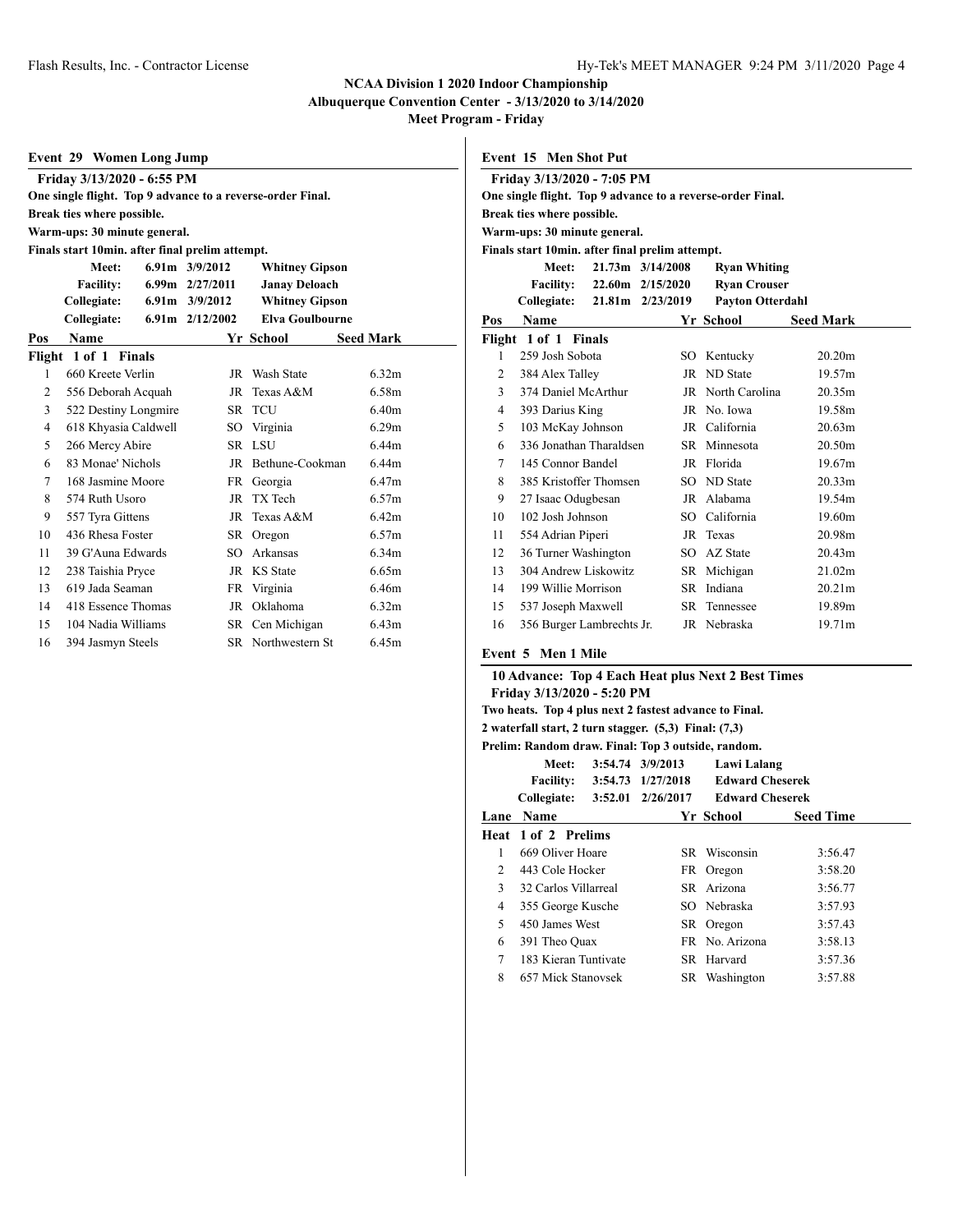**NCAA Division 1 2020 Indoor Championship**
**Albuquerque Convention Center - 3/13/2020 to 3/14/2020**
**Meet Program - Friday**

## Event 29 Women Long Jump

**Friday 3/13/2020 - 6:55 PM**
**One single flight. Top 9 advance to a reverse-order Final.**
**Break ties where possible.**
**Warm-ups: 30 minute general.**
**Finals start 10min. after final prelim attempt.**

| | | | |
|---|---|---|---|
| Meet: | 6.91m | 3/9/2012 | Whitney Gipson |
| Facility: | 6.99m | 2/27/2011 | Janay Deloach |
| Collegiate: | 6.91m | 3/9/2012 | Whitney Gipson |
| Collegiate: | 6.91m | 2/12/2002 | Elva Goulbourne |

**Flight 1 of 1 Finals**

| Pos | Name | Yr | School | Seed Mark |
|---|---|---|---|---|
| 1 | 660 Kreete Verlin | JR | Wash State | 6.32m |
| 2 | 556 Deborah Acquah | JR | Texas A&M | 6.58m |
| 3 | 522 Destiny Longmire | SR | TCU | 6.40m |
| 4 | 618 Khyasia Caldwell | SO | Virginia | 6.29m |
| 5 | 266 Mercy Abire | SR | LSU | 6.44m |
| 6 | 83 Monae' Nichols | JR | Bethune-Cookman | 6.44m |
| 7 | 168 Jasmine Moore | FR | Georgia | 6.47m |
| 8 | 574 Ruth Usoro | JR | TX Tech | 6.57m |
| 9 | 557 Tyra Gittens | JR | Texas A&M | 6.42m |
| 10 | 436 Rhesa Foster | SR | Oregon | 6.57m |
| 11 | 39 G'Auna Edwards | SO | Arkansas | 6.34m |
| 12 | 238 Taishia Pryce | JR | KS State | 6.65m |
| 13 | 619 Jada Seaman | FR | Virginia | 6.46m |
| 14 | 418 Essence Thomas | JR | Oklahoma | 6.32m |
| 15 | 104 Nadia Williams | SR | Cen Michigan | 6.43m |
| 16 | 394 Jasmyn Steels | SR | Northwestern St | 6.45m |

## Event 15 Men Shot Put

**Friday 3/13/2020 - 7:05 PM**
**One single flight. Top 9 advance to a reverse-order Final.**
**Break ties where possible.**
**Warm-ups: 30 minute general.**
**Finals start 10min. after final prelim attempt.**

| | | | |
|---|---|---|---|
| Meet: | 21.73m | 3/14/2008 | Ryan Whiting |
| Facility: | 22.60m | 2/15/2020 | Ryan Crouser |
| Collegiate: | 21.81m | 2/23/2019 | Payton Otterdahl |

**Flight 1 of 1 Finals**

| Pos | Name | Yr | School | Seed Mark |
|---|---|---|---|---|
| 1 | 259 Josh Sobota | SO | Kentucky | 20.20m |
| 2 | 384 Alex Talley | JR | ND State | 19.57m |
| 3 | 374 Daniel McArthur | JR | North Carolina | 20.35m |
| 4 | 393 Darius King | JR | No. Iowa | 19.58m |
| 5 | 103 McKay Johnson | JR | California | 20.63m |
| 6 | 336 Jonathan Tharaldsen | SR | Minnesota | 20.50m |
| 7 | 145 Connor Bandel | JR | Florida | 19.67m |
| 8 | 385 Kristoffer Thomsen | SO | ND State | 20.33m |
| 9 | 27 Isaac Odugbesan | JR | Alabama | 19.54m |
| 10 | 102 Josh Johnson | SO | California | 19.60m |
| 11 | 554 Adrian Piperi | JR | Texas | 20.98m |
| 12 | 36 Turner Washington | SO | AZ State | 20.43m |
| 13 | 304 Andrew Liskowitz | SR | Michigan | 21.02m |
| 14 | 199 Willie Morrison | SR | Indiana | 20.21m |
| 15 | 537 Joseph Maxwell | SR | Tennessee | 19.89m |
| 16 | 356 Burger Lambrechts Jr. | JR | Nebraska | 19.71m |

## Event 5 Men 1 Mile

**10 Advance: Top 4 Each Heat plus Next 2 Best Times**
**Friday 3/13/2020 - 5:20 PM**
**Two heats. Top 4 plus next 2 fastest advance to Final.**
**2 waterfall start, 2 turn stagger. (5,3) Final: (7,3)**
**Prelim: Random draw. Final: Top 3 outside, random.**

| | | | |
|---|---|---|---|
| Meet: | 3:54.74 | 3/9/2013 | Lawi Lalang |
| Facility: | 3:54.73 | 1/27/2018 | Edward Cheserek |
| Collegiate: | 3:52.01 | 2/26/2017 | Edward Cheserek |

**Heat 1 of 2 Prelims**

| Lane | Name | Yr | School | Seed Time |
|---|---|---|---|---|
| 1 | 669 Oliver Hoare | SR | Wisconsin | 3:56.47 |
| 2 | 443 Cole Hocker | FR | Oregon | 3:58.20 |
| 3 | 32 Carlos Villarreal | SR | Arizona | 3:56.77 |
| 4 | 355 George Kusche | SO | Nebraska | 3:57.93 |
| 5 | 450 James West | SR | Oregon | 3:57.43 |
| 6 | 391 Theo Quax | FR | No. Arizona | 3:58.13 |
| 7 | 183 Kieran Tuntivate | SR | Harvard | 3:57.36 |
| 8 | 657 Mick Stanovsek | SR | Washington | 3:57.88 |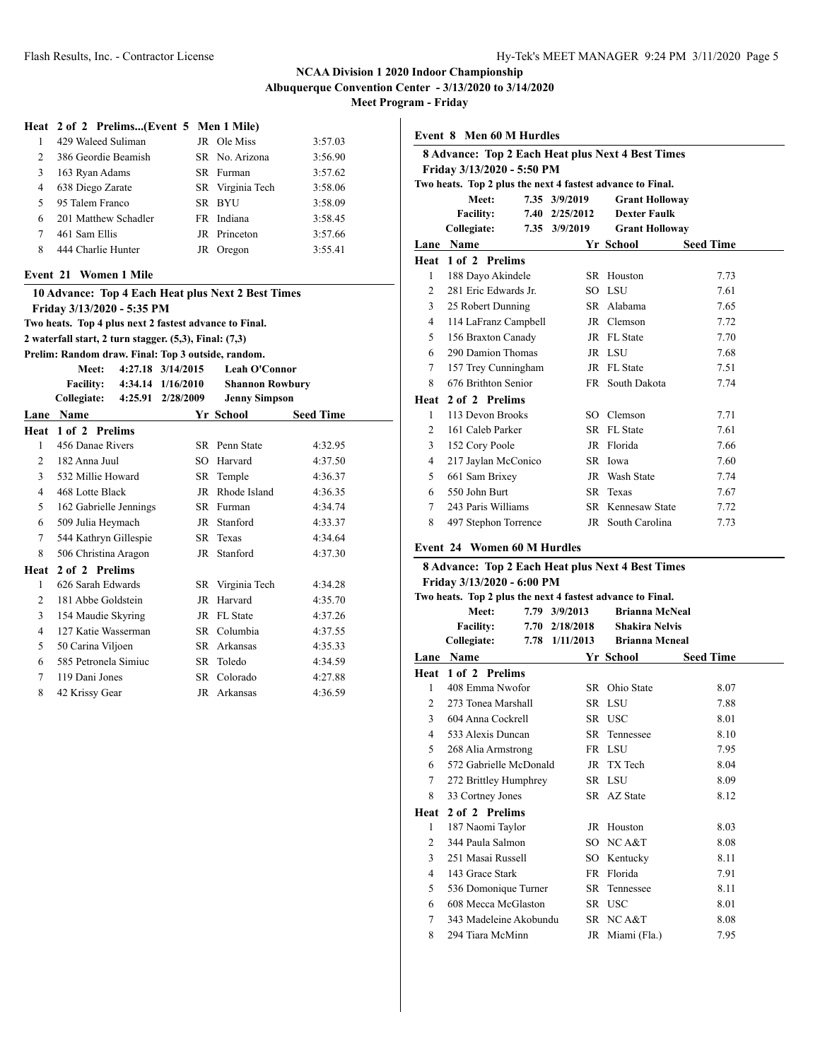**NCAA Division 1 2020 Indoor Championship**
**Albuquerque Convention Center - 3/13/2020 to 3/14/2020**
**Meet Program - Friday**

### Heat 2 of 2 Prelims...(Event 5 Men 1 Mile)

| Lane | Name | Yr | School | Seed Time |
|---|---|---|---|---|
| 1 | 429 Waleed Suliman | JR | Ole Miss | 3:57.03 |
| 2 | 386 Geordie Beamish | SR | No. Arizona | 3:56.90 |
| 3 | 163 Ryan Adams | SR | Furman | 3:57.62 |
| 4 | 638 Diego Zarate | SR | Virginia Tech | 3:58.06 |
| 5 | 95 Talem Franco | SR | BYU | 3:58.09 |
| 6 | 201 Matthew Schadler | FR | Indiana | 3:58.45 |
| 7 | 461 Sam Ellis | JR | Princeton | 3:57.66 |
| 8 | 444 Charlie Hunter | JR | Oregon | 3:55.41 |

## Event 21 Women 1 Mile

**10 Advance: Top 4 Each Heat plus Next 2 Best Times**
**Friday 3/13/2020 - 5:35 PM**
**Two heats. Top 4 plus next 2 fastest advance to Final.**
**2 waterfall start, 2 turn stagger. (5,3), Final: (7,3)**
**Prelim: Random draw. Final: Top 3 outside, random.**

| | | | |
|---|---|---|---|
| Meet: | 4:27.18 | 3/14/2015 | Leah O'Connor |
| Facility: | 4:34.14 | 1/16/2010 | Shannon Rowbury |
| Collegiate: | 4:25.91 | 2/28/2009 | Jenny Simpson |

| Lane | Name | Yr | School | Seed Time |
|---|---|---|---|---|
| **Heat 1 of 2 Prelims** | | | | |
| 1 | 456 Danae Rivers | SR | Penn State | 4:32.95 |
| 2 | 182 Anna Juul | SO | Harvard | 4:37.50 |
| 3 | 532 Millie Howard | SR | Temple | 4:36.37 |
| 4 | 468 Lotte Black | JR | Rhode Island | 4:36.35 |
| 5 | 162 Gabrielle Jennings | SR | Furman | 4:34.74 |
| 6 | 509 Julia Heymach | JR | Stanford | 4:33.37 |
| 7 | 544 Kathryn Gillespie | SR | Texas | 4:34.64 |
| 8 | 506 Christina Aragon | JR | Stanford | 4:37.30 |
| **Heat 2 of 2 Prelims** | | | | |
| 1 | 626 Sarah Edwards | SR | Virginia Tech | 4:34.28 |
| 2 | 181 Abbe Goldstein | JR | Harvard | 4:35.70 |
| 3 | 154 Maudie Skyring | JR | FL State | 4:37.26 |
| 4 | 127 Katie Wasserman | SR | Columbia | 4:37.55 |
| 5 | 50 Carina Viljoen | SR | Arkansas | 4:35.33 |
| 6 | 585 Petronela Simiuc | SR | Toledo | 4:34.59 |
| 7 | 119 Dani Jones | SR | Colorado | 4:27.88 |
| 8 | 42 Krissy Gear | JR | Arkansas | 4:36.59 |

## Event 8 Men 60 M Hurdles

**8 Advance: Top 2 Each Heat plus Next 4 Best Times**
**Friday 3/13/2020 - 5:50 PM**
**Two heats. Top 2 plus the next 4 fastest advance to Final.**

| | | | |
|---|---|---|---|
| Meet: | 7.35 | 3/9/2019 | Grant Holloway |
| Facility: | 7.40 | 2/25/2012 | Dexter Faulk |
| Collegiate: | 7.35 | 3/9/2019 | Grant Holloway |

| Lane | Name | Yr | School | Seed Time |
|---|---|---|---|---|
| **Heat 1 of 2 Prelims** | | | | |
| 1 | 188 Dayo Akindele | SR | Houston | 7.73 |
| 2 | 281 Eric Edwards Jr. | SO | LSU | 7.61 |
| 3 | 25 Robert Dunning | SR | Alabama | 7.65 |
| 4 | 114 LaFranz Campbell | JR | Clemson | 7.72 |
| 5 | 156 Braxton Canady | JR | FL State | 7.70 |
| 6 | 290 Damion Thomas | JR | LSU | 7.68 |
| 7 | 157 Trey Cunningham | JR | FL State | 7.51 |
| 8 | 676 Brithton Senior | FR | South Dakota | 7.74 |
| **Heat 2 of 2 Prelims** | | | | |
| 1 | 113 Devon Brooks | SO | Clemson | 7.71 |
| 2 | 161 Caleb Parker | SR | FL State | 7.61 |
| 3 | 152 Cory Poole | JR | Florida | 7.66 |
| 4 | 217 Jaylan McConico | SR | Iowa | 7.60 |
| 5 | 661 Sam Brixey | JR | Wash State | 7.74 |
| 6 | 550 John Burt | SR | Texas | 7.67 |
| 7 | 243 Paris Williams | SR | Kennesaw State | 7.72 |
| 8 | 497 Stephon Torrence | JR | South Carolina | 7.73 |

## Event 24 Women 60 M Hurdles

**8 Advance: Top 2 Each Heat plus Next 4 Best Times**
**Friday 3/13/2020 - 6:00 PM**
**Two heats. Top 2 plus the next 4 fastest advance to Final.**

| | | | |
|---|---|---|---|
| Meet: | 7.79 | 3/9/2013 | Brianna McNeal |
| Facility: | 7.70 | 2/18/2018 | Shakira Nelvis |
| Collegiate: | 7.78 | 1/11/2013 | Brianna Mcneal |

| Lane | Name | Yr | School | Seed Time |
|---|---|---|---|---|
| **Heat 1 of 2 Prelims** | | | | |
| 1 | 408 Emma Nwofor | SR | Ohio State | 8.07 |
| 2 | 273 Tonea Marshall | SR | LSU | 7.88 |
| 3 | 604 Anna Cockrell | SR | USC | 8.01 |
| 4 | 533 Alexis Duncan | SR | Tennessee | 8.10 |
| 5 | 268 Alia Armstrong | FR | LSU | 7.95 |
| 6 | 572 Gabrielle McDonald | JR | TX Tech | 8.04 |
| 7 | 272 Brittley Humphrey | SR | LSU | 8.09 |
| 8 | 33 Cortney Jones | SR | AZ State | 8.12 |
| **Heat 2 of 2 Prelims** | | | | |
| 1 | 187 Naomi Taylor | JR | Houston | 8.03 |
| 2 | 344 Paula Salmon | SO | NC A&T | 8.08 |
| 3 | 251 Masai Russell | SO | Kentucky | 8.11 |
| 4 | 143 Grace Stark | FR | Florida | 7.91 |
| 5 | 536 Domonique Turner | SR | Tennessee | 8.11 |
| 6 | 608 Mecca McGlaston | SR | USC | 8.01 |
| 7 | 343 Madeleine Akobundu | SR | NC A&T | 8.08 |
| 8 | 294 Tiara McMinn | JR | Miami (Fla.) | 7.95 |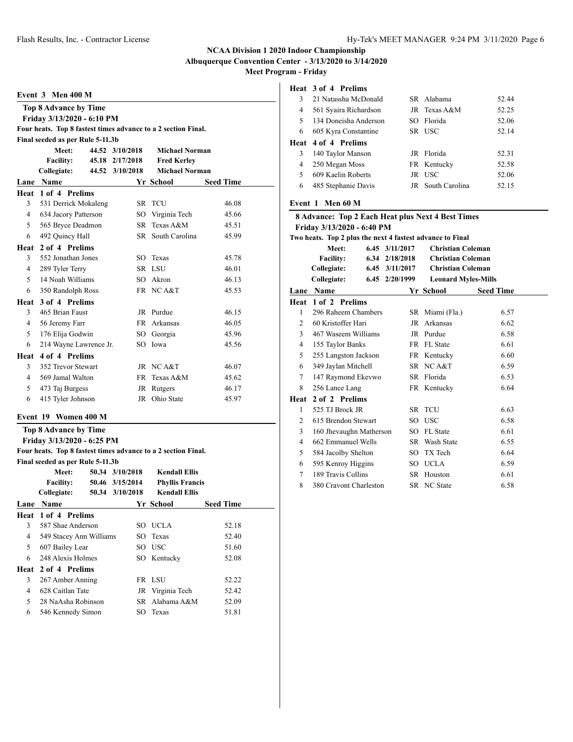**NCAA Division 1 2020 Indoor Championship**
**Albuquerque Convention Center - 3/13/2020 to 3/14/2020**
**Meet Program - Friday**

## Event 3 Men 400 M

**Top 8 Advance by Time**
**Friday 3/13/2020 - 6:10 PM**
**Four heats. Top 8 fastest times advance to a 2 section Final.**
**Final seeded as per Rule 5-11.3b**

| | | | |
|---|---|---|---|
| Meet: | 44.52 | 3/10/2018 | Michael Norman |
| Facility: | 45.18 | 2/17/2018 | Fred Kerley |
| Collegiate: | 44.52 | 3/10/2018 | Michael Norman |

| Lane | Name | Yr | School | Seed Time |
|---|---|---|---|---|
| **Heat 1 of 4 Prelims** | | | | |
| 3 | 531 Derrick Mokaleng | SR | TCU | 46.08 |
| 4 | 634 Jacory Patterson | SO | Virginia Tech | 45.66 |
| 5 | 565 Bryce Deadmon | SR | Texas A&M | 45.51 |
| 6 | 492 Quincy Hall | SR | South Carolina | 45.99 |
| **Heat 2 of 4 Prelims** | | | | |
| 3 | 552 Jonathan Jones | SO | Texas | 45.78 |
| 4 | 289 Tyler Terry | SR | LSU | 46.01 |
| 5 | 14 Noah Williams | SO | Akron | 46.13 |
| 6 | 350 Randolph Ross | FR | NC A&T | 45.53 |
| **Heat 3 of 4 Prelims** | | | | |
| 3 | 465 Brian Faust | JR | Purdue | 46.15 |
| 4 | 56 Jeremy Farr | FR | Arkansas | 46.05 |
| 5 | 176 Elija Godwin | SO | Georgia | 45.96 |
| 6 | 214 Wayne Lawrence Jr. | SO | Iowa | 45.56 |
| **Heat 4 of 4 Prelims** | | | | |
| 3 | 352 Trevor Stewart | JR | NC A&T | 46.07 |
| 4 | 569 Jamal Walton | FR | Texas A&M | 45.62 |
| 5 | 473 Taj Burgess | JR | Rutgers | 46.17 |
| 6 | 415 Tyler Johnson | JR | Ohio State | 45.97 |

## Event 19 Women 400 M

**Top 8 Advance by Time**
**Friday 3/13/2020 - 6:25 PM**
**Four heats. Top 8 fastest times advance to a 2 section Final.**
**Final seeded as per Rule 5-11.3b**

| | | | |
|---|---|---|---|
| Meet: | 50.34 | 3/10/2018 | Kendall Ellis |
| Facility: | 50.46 | 3/15/2014 | Phyllis Francis |
| Collegiate: | 50.34 | 3/10/2018 | Kendall Ellis |

| Lane | Name | Yr | School | Seed Time |
|---|---|---|---|---|
| **Heat 1 of 4 Prelims** | | | | |
| 3 | 587 Shae Anderson | SO | UCLA | 52.18 |
| 4 | 549 Stacey Ann Williams | SO | Texas | 52.40 |
| 5 | 607 Bailey Lear | SO | USC | 51.60 |
| 6 | 248 Alexis Holmes | SO | Kentucky | 52.08 |
| **Heat 2 of 4 Prelims** | | | | |
| 3 | 267 Amber Anning | FR | LSU | 52.22 |
| 4 | 628 Caitlan Tate | JR | Virginia Tech | 52.42 |
| 5 | 28 NaAsha Robinson | SR | Alabama A&M | 52.09 |
| 6 | 546 Kennedy Simon | SO | Texas | 51.81 |
| **Heat 3 of 4 Prelims** | | | | |
| 3 | 21 Natassha McDonald | SR | Alabama | 52.44 |
| 4 | 561 Syaira Richardson | JR | Texas A&M | 52.25 |
| 5 | 134 Doneisha Anderson | SO | Florida | 52.06 |
| 6 | 605 Kyra Constantine | SR | USC | 52.14 |
| **Heat 4 of 4 Prelims** | | | | |
| 3 | 140 Taylor Manson | JR | Florida | 52.31 |
| 4 | 250 Megan Moss | FR | Kentucky | 52.58 |
| 5 | 609 Kaelin Roberts | JR | USC | 52.06 |
| 6 | 485 Stephanie Davis | JR | South Carolina | 52.15 |

## Event 1 Men 60 M

**8 Advance: Top 2 Each Heat plus Next 4 Best Times**
**Friday 3/13/2020 - 6:40 PM**
**Two heats. Top 2 plus the next 4 fastest advance to Final**

| | | | |
|---|---|---|---|
| Meet: | 6.45 | 3/11/2017 | Christian Coleman |
| Facility: | 6.34 | 2/18/2018 | Christian Coleman |
| Collegiate: | 6.45 | 3/11/2017 | Christian Coleman |
| Collegiate: | 6.45 | 2/20/1999 | Leonard Myles-Mills |

| Lane | Name | Yr | School | Seed Time |
|---|---|---|---|---|
| **Heat 1 of 2 Prelims** | | | | |
| 1 | 296 Raheem Chambers | SR | Miami (Fla.) | 6.57 |
| 2 | 60 Kristoffer Hari | JR | Arkansas | 6.62 |
| 3 | 467 Waseem Williams | JR | Purdue | 6.58 |
| 4 | 155 Taylor Banks | FR | FL State | 6.61 |
| 5 | 255 Langston Jackson | FR | Kentucky | 6.60 |
| 6 | 349 Jaylan Mitchell | SR | NC A&T | 6.59 |
| 7 | 147 Raymond Ekevwo | SR | Florida | 6.53 |
| 8 | 256 Lance Lang | FR | Kentucky | 6.64 |
| **Heat 2 of 2 Prelims** | | | | |
| 1 | 525 TJ Brock JR | SR | TCU | 6.63 |
| 2 | 615 Brendon Stewart | SO | USC | 6.58 |
| 3 | 160 Jhevaughn Matherson | SO | FL State | 6.61 |
| 4 | 662 Emmanuel Wells | SR | Wash State | 6.55 |
| 5 | 584 Jacolby Shelton | SO | TX Tech | 6.64 |
| 6 | 595 Kenroy Higgins | SO | UCLA | 6.59 |
| 7 | 189 Travis Collins | SR | Houston | 6.61 |
| 8 | 380 Cravont Charleston | SR | NC State | 6.58 |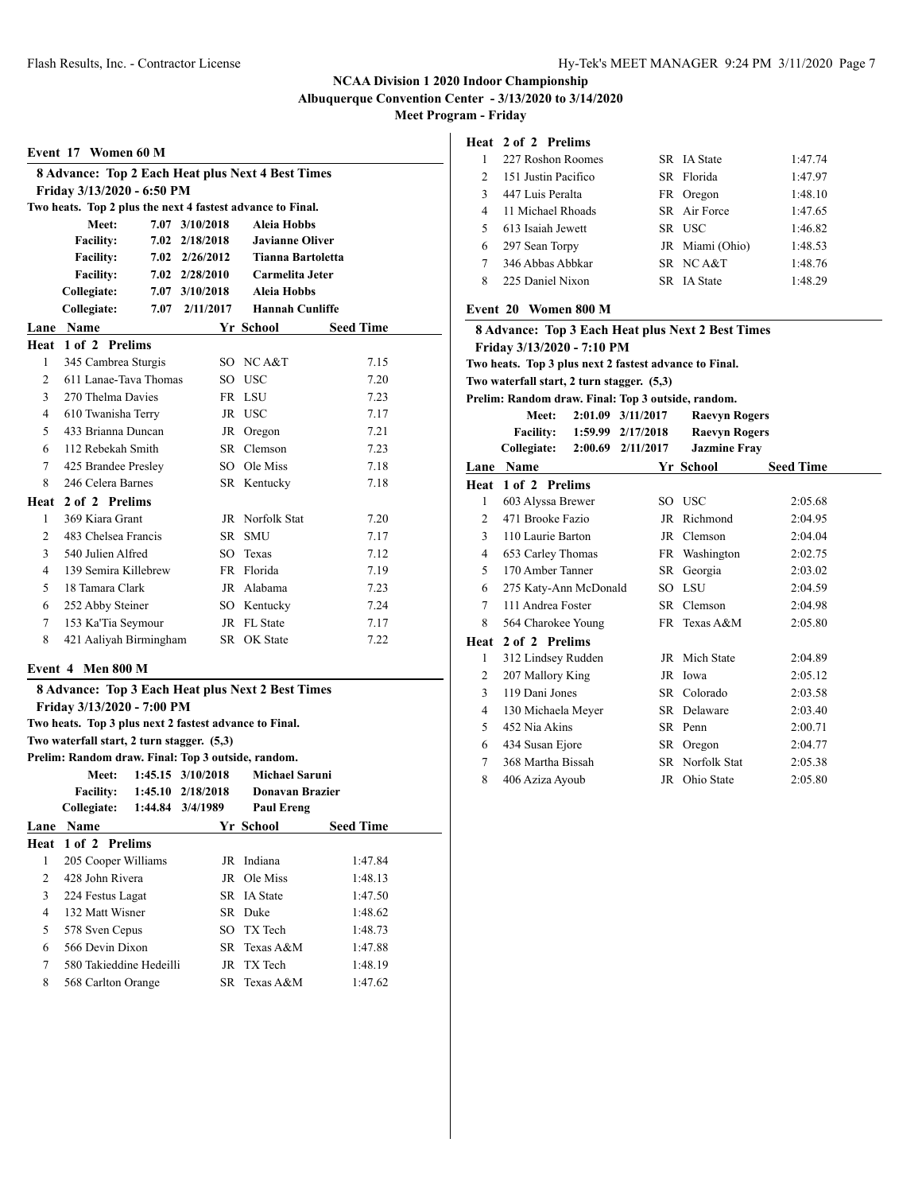**NCAA Division 1 2020 Indoor Championship**
**Albuquerque Convention Center - 3/13/2020 to 3/14/2020**
**Meet Program - Friday**

## Event 17 Women 60 M

**8 Advance: Top 2 Each Heat plus Next 4 Best Times**
**Friday 3/13/2020 - 6:50 PM**
**Two heats. Top 2 plus the next 4 fastest advance to Final.**

| | | | |
|---|---|---|---|
| **Meet:** | **7.07** | **3/10/2018** | **Aleia Hobbs** |
| **Facility:** | **7.02** | **2/18/2018** | **Javianne Oliver** |
| **Facility:** | **7.02** | **2/26/2012** | **Tianna Bartoletta** |
| **Facility:** | **7.02** | **2/28/2010** | **Carmelita Jeter** |
| **Collegiate:** | **7.07** | **3/10/2018** | **Aleia Hobbs** |
| **Collegiate:** | **7.07** | **2/11/2017** | **Hannah Cunliffe** |

| Lane | Name | Yr | School | Seed Time |
|---|---|---|---|---|
| **Heat 1 of 2 Prelims** | | | | |
| 1 | 345 Cambrea Sturgis | SO | NC A&T | 7.15 |
| 2 | 611 Lanae-Tava Thomas | SO | USC | 7.20 |
| 3 | 270 Thelma Davies | FR | LSU | 7.23 |
| 4 | 610 Twanisha Terry | JR | USC | 7.17 |
| 5 | 433 Brianna Duncan | JR | Oregon | 7.21 |
| 6 | 112 Rebekah Smith | SR | Clemson | 7.23 |
| 7 | 425 Brandee Presley | SO | Ole Miss | 7.18 |
| 8 | 246 Celera Barnes | SR | Kentucky | 7.18 |
| **Heat 2 of 2 Prelims** | | | | |
| 1 | 369 Kiara Grant | JR | Norfolk Stat | 7.20 |
| 2 | 483 Chelsea Francis | SR | SMU | 7.17 |
| 3 | 540 Julien Alfred | SO | Texas | 7.12 |
| 4 | 139 Semira Killebrew | FR | Florida | 7.19 |
| 5 | 18 Tamara Clark | JR | Alabama | 7.23 |
| 6 | 252 Abby Steiner | SO | Kentucky | 7.24 |
| 7 | 153 Ka'Tia Seymour | JR | FL State | 7.17 |
| 8 | 421 Aaliyah Birmingham | SR | OK State | 7.22 |

## Event 4 Men 800 M

**8 Advance: Top 3 Each Heat plus Next 2 Best Times**
**Friday 3/13/2020 - 7:00 PM**
**Two heats. Top 3 plus next 2 fastest advance to Final.**
**Two waterfall start, 2 turn stagger. (5,3)**
**Prelim: Random draw. Final: Top 3 outside, random.**

| | | | |
|---|---|---|---|
| **Meet:** | **1:45.15** | **3/10/2018** | **Michael Saruni** |
| **Facility:** | **1:45.10** | **2/18/2018** | **Donavan Brazier** |
| **Collegiate:** | **1:44.84** | **3/4/1989** | **Paul Ereng** |

| Lane | Name | Yr | School | Seed Time |
|---|---|---|---|---|
| **Heat 1 of 2 Prelims** | | | | |
| 1 | 205 Cooper Williams | JR | Indiana | 1:47.84 |
| 2 | 428 John Rivera | JR | Ole Miss | 1:48.13 |
| 3 | 224 Festus Lagat | SR | IA State | 1:47.50 |
| 4 | 132 Matt Wisner | SR | Duke | 1:48.62 |
| 5 | 578 Sven Cepus | SO | TX Tech | 1:48.73 |
| 6 | 566 Devin Dixon | SR | Texas A&M | 1:47.88 |
| 7 | 580 Takieddine Hedeilli | JR | TX Tech | 1:48.19 |
| 8 | 568 Carlton Orange | SR | Texas A&M | 1:47.62 |
| **Heat 2 of 2 Prelims** | | | | |
| 1 | 227 Roshon Roomes | SR | IA State | 1:47.74 |
| 2 | 151 Justin Pacifico | SR | Florida | 1:47.97 |
| 3 | 447 Luis Peralta | FR | Oregon | 1:48.10 |
| 4 | 11 Michael Rhoads | SR | Air Force | 1:47.65 |
| 5 | 613 Isaiah Jewett | SR | USC | 1:46.82 |
| 6 | 297 Sean Torpy | JR | Miami (Ohio) | 1:48.53 |
| 7 | 346 Abbas Abbkar | SR | NC A&T | 1:48.76 |
| 8 | 225 Daniel Nixon | SR | IA State | 1:48.29 |

## Event 20 Women 800 M

**8 Advance: Top 3 Each Heat plus Next 2 Best Times**
**Friday 3/13/2020 - 7:10 PM**
**Two heats. Top 3 plus next 2 fastest advance to Final.**
**Two waterfall start, 2 turn stagger. (5,3)**
**Prelim: Random draw. Final: Top 3 outside, random.**

| | | | |
|---|---|---|---|
| **Meet:** | **2:01.09** | **3/11/2017** | **Raevyn Rogers** |
| **Facility:** | **1:59.99** | **2/17/2018** | **Raevyn Rogers** |
| **Collegiate:** | **2:00.69** | **2/11/2017** | **Jazmine Fray** |

| Lane | Name | Yr | School | Seed Time |
|---|---|---|---|---|
| **Heat 1 of 2 Prelims** | | | | |
| 1 | 603 Alyssa Brewer | SO | USC | 2:05.68 |
| 2 | 471 Brooke Fazio | JR | Richmond | 2:04.95 |
| 3 | 110 Laurie Barton | JR | Clemson | 2:04.04 |
| 4 | 653 Carley Thomas | FR | Washington | 2:02.75 |
| 5 | 170 Amber Tanner | SR | Georgia | 2:03.02 |
| 6 | 275 Katy-Ann McDonald | SO | LSU | 2:04.59 |
| 7 | 111 Andrea Foster | SR | Clemson | 2:04.98 |
| 8 | 564 Charokee Young | FR | Texas A&M | 2:05.80 |
| **Heat 2 of 2 Prelims** | | | | |
| 1 | 312 Lindsey Rudden | JR | Mich State | 2:04.89 |
| 2 | 207 Mallory King | JR | Iowa | 2:05.12 |
| 3 | 119 Dani Jones | SR | Colorado | 2:03.58 |
| 4 | 130 Michaela Meyer | SR | Delaware | 2:03.40 |
| 5 | 452 Nia Akins | SR | Penn | 2:00.71 |
| 6 | 434 Susan Ejore | SR | Oregon | 2:04.77 |
| 7 | 368 Martha Bissah | SR | Norfolk Stat | 2:05.38 |
| 8 | 406 Aziza Ayoub | JR | Ohio State | 2:05.80 |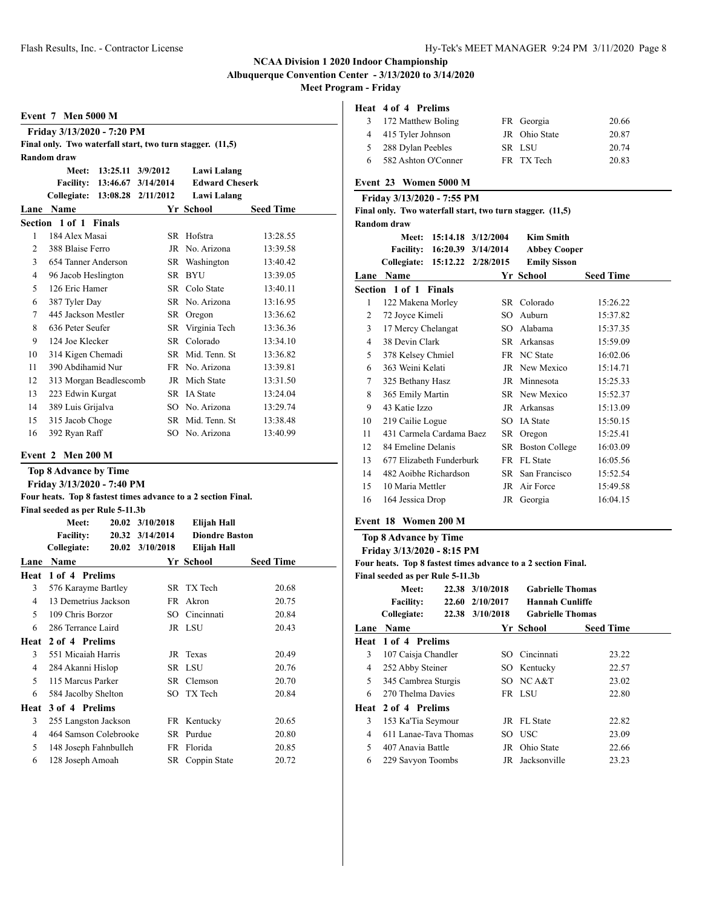## NCAA Division 1 2020 Indoor Championship

**Albuquerque Convention Center - 3/13/2020 to 3/14/2020**

**Meet Program - Friday**

### Event 7 Men 5000 M

**Friday 3/13/2020 - 7:20 PM**

**Final only. Two waterfall start, two turn stagger. (11,5)**

**Random draw**

| | | | |
|---|---|---|---|
| Meet: | 13:25.11 | 3/9/2012 | Lawi Lalang |
| Facility: | 13:46.67 | 3/14/2014 | Edward Cheserk |
| Collegiate: | 13:08.28 | 2/11/2012 | Lawi Lalang |

| Lane | Name | Yr | School | Seed Time |
|---|---|---|---|---|
| **Section 1 of 1 Finals** | | | | |
| 1 | 184 Alex Masai | SR | Hofstra | 13:28.55 |
| 2 | 388 Blaise Ferro | JR | No. Arizona | 13:39.58 |
| 3 | 654 Tanner Anderson | SR | Washington | 13:40.42 |
| 4 | 96 Jacob Heslington | SR | BYU | 13:39.05 |
| 5 | 126 Eric Hamer | SR | Colo State | 13:40.11 |
| 6 | 387 Tyler Day | SR | No. Arizona | 13:16.95 |
| 7 | 445 Jackson Mestler | SR | Oregon | 13:36.62 |
| 8 | 636 Peter Seufer | SR | Virginia Tech | 13:36.36 |
| 9 | 124 Joe Klecker | SR | Colorado | 13:34.10 |
| 10 | 314 Kigen Chemadi | SR | Mid. Tenn. St | 13:36.82 |
| 11 | 390 Abdihamid Nur | FR | No. Arizona | 13:39.81 |
| 12 | 313 Morgan Beadlescomb | JR | Mich State | 13:31.50 |
| 13 | 223 Edwin Kurgat | SR | IA State | 13:24.04 |
| 14 | 389 Luis Grijalva | SO | No. Arizona | 13:29.74 |
| 15 | 315 Jacob Choge | SR | Mid. Tenn. St | 13:38.48 |
| 16 | 392 Ryan Raff | SO | No. Arizona | 13:40.99 |

### Event 2 Men 200 M

**Top 8 Advance by Time**

**Friday 3/13/2020 - 7:40 PM**

**Four heats. Top 8 fastest times advance to a 2 section Final.**

**Final seeded as per Rule 5-11.3b**

| | | | |
|---|---|---|---|
| Meet: | 20.02 | 3/10/2018 | Elijah Hall |
| Facility: | 20.32 | 3/14/2014 | Diondre Baston |
| Collegiate: | 20.02 | 3/10/2018 | Elijah Hall |

| Lane | Name | Yr | School | Seed Time |
|---|---|---|---|---|
| **Heat 1 of 4 Prelims** | | | | |
| 3 | 576 Karayme Bartley | SR | TX Tech | 20.68 |
| 4 | 13 Demetrius Jackson | FR | Akron | 20.75 |
| 5 | 109 Chris Borzor | SO | Cincinnati | 20.84 |
| 6 | 286 Terrance Laird | JR | LSU | 20.43 |
| **Heat 2 of 4 Prelims** | | | | |
| 3 | 551 Micaiah Harris | JR | Texas | 20.49 |
| 4 | 284 Akanni Hislop | SR | LSU | 20.76 |
| 5 | 115 Marcus Parker | SR | Clemson | 20.70 |
| 6 | 584 Jacolby Shelton | SO | TX Tech | 20.84 |
| **Heat 3 of 4 Prelims** | | | | |
| 3 | 255 Langston Jackson | FR | Kentucky | 20.65 |
| 4 | 464 Samson Colebrooke | SR | Purdue | 20.80 |
| 5 | 148 Joseph Fahnbulleh | FR | Florida | 20.85 |
| 6 | 128 Joseph Amoah | SR | Coppin State | 20.72 |
| **Heat 4 of 4 Prelims** | | | | |
| 3 | 172 Matthew Boling | FR | Georgia | 20.66 |
| 4 | 415 Tyler Johnson | JR | Ohio State | 20.87 |
| 5 | 288 Dylan Peebles | SR | LSU | 20.74 |
| 6 | 582 Ashton O'Conner | FR | TX Tech | 20.83 |

### Event 23 Women 5000 M

**Friday 3/13/2020 - 7:55 PM**

**Final only. Two waterfall start, two turn stagger. (11,5)**

**Random draw**

| | | | |
|---|---|---|---|
| Meet: | 15:14.18 | 3/12/2004 | Kim Smith |
| Facility: | 16:20.39 | 3/14/2014 | Abbey Cooper |
| Collegiate: | 15:12.22 | 2/28/2015 | Emily Sisson |

| Lane | Name | Yr | School | Seed Time |
|---|---|---|---|---|
| **Section 1 of 1 Finals** | | | | |
| 1 | 122 Makena Morley | SR | Colorado | 15:26.22 |
| 2 | 72 Joyce Kimeli | SO | Auburn | 15:37.82 |
| 3 | 17 Mercy Chelangat | SO | Alabama | 15:37.35 |
| 4 | 38 Devin Clark | SR | Arkansas | 15:59.09 |
| 5 | 378 Kelsey Chmiel | FR | NC State | 16:02.06 |
| 6 | 363 Weini Kelati | JR | New Mexico | 15:14.71 |
| 7 | 325 Bethany Hasz | JR | Minnesota | 15:25.33 |
| 8 | 365 Emily Martin | SR | New Mexico | 15:52.37 |
| 9 | 43 Katie Izzo | JR | Arkansas | 15:13.09 |
| 10 | 219 Cailie Logue | SO | IA State | 15:50.15 |
| 11 | 431 Carmela Cardama Baez | SR | Oregon | 15:25.41 |
| 12 | 84 Emeline Delanis | SR | Boston College | 16:03.09 |
| 13 | 677 Elizabeth Funderburk | FR | FL State | 16:05.56 |
| 14 | 482 Aoibhe Richardson | SR | San Francisco | 15:52.54 |
| 15 | 10 Maria Mettler | JR | Air Force | 15:49.58 |
| 16 | 164 Jessica Drop | JR | Georgia | 16:04.15 |

### Event 18 Women 200 M

**Top 8 Advance by Time**

**Friday 3/13/2020 - 8:15 PM**

**Four heats. Top 8 fastest times advance to a 2 section Final.**

**Final seeded as per Rule 5-11.3b**

| | | | |
|---|---|---|---|
| Meet: | 22.38 | 3/10/2018 | Gabrielle Thomas |
| Facility: | 22.60 | 2/10/2017 | Hannah Cunliffe |
| Collegiate: | 22.38 | 3/10/2018 | Gabrielle Thomas |

| Lane | Name | Yr | School | Seed Time |
|---|---|---|---|---|
| **Heat 1 of 4 Prelims** | | | | |
| 3 | 107 Caisja Chandler | SO | Cincinnati | 23.22 |
| 4 | 252 Abby Steiner | SO | Kentucky | 22.57 |
| 5 | 345 Cambrea Sturgis | SO | NC A&T | 23.02 |
| 6 | 270 Thelma Davies | FR | LSU | 22.80 |
| **Heat 2 of 4 Prelims** | | | | |
| 3 | 153 Ka'Tia Seymour | JR | FL State | 22.82 |
| 4 | 611 Lanae-Tava Thomas | SO | USC | 23.09 |
| 5 | 407 Anavia Battle | JR | Ohio State | 22.66 |
| 6 | 229 Savyon Toombs | JR | Jacksonville | 23.23 |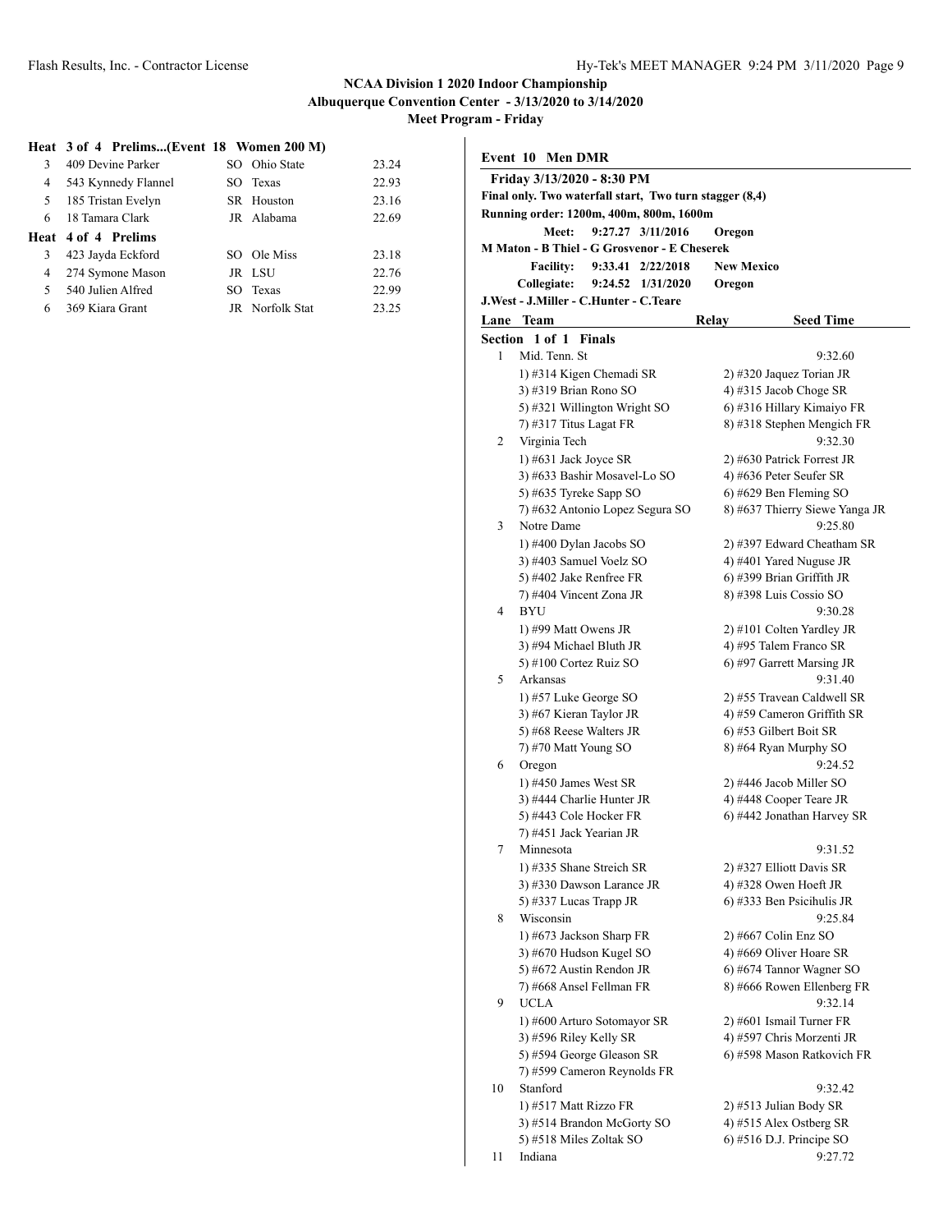## NCAA Division 1 2020 Indoor Championship
### Albuquerque Convention Center - 3/13/2020 to 3/14/2020
### Meet Program - Friday

**Heat 3 of 4 Prelims...(Event 18 Women 200 M)**

| Lane | Name | Yr | School | Seed |
|---|---|---|---|---|
| 3 | 409 Devine Parker | SO | Ohio State | 23.24 |
| 4 | 543 Kynnedy Flannel | SO | Texas | 22.93 |
| 5 | 185 Tristan Evelyn | SR | Houston | 23.16 |
| 6 | 18 Tamara Clark | JR | Alabama | 22.69 |

**Heat 4 of 4 Prelims**

| Lane | Name | Yr | School | Seed |
|---|---|---|---|---|
| 3 | 423 Jayda Eckford | SO | Ole Miss | 23.18 |
| 4 | 274 Symone Mason | JR | LSU | 22.76 |
| 5 | 540 Julien Alfred | SO | Texas | 22.99 |
| 6 | 369 Kiara Grant | JR | Norfolk Stat | 23.25 |

**Event 10 Men DMR**

**Friday 3/13/2020 - 8:30 PM**

**Final only. Two waterfall start, Two turn stagger (8,4)**

**Running order: 1200m, 400m, 800m, 1600m**

**Meet: 9:27.27 3/11/2016 Oregon**

**M Maton - B Thiel - G Grosvenor - E Cheserek**

**Facility: 9:33.41 2/22/2018 New Mexico**

**Collegiate: 9:24.52 1/31/2020 Oregon**

**J.West - J.Miller - C.Hunter - C.Teare**

**Section 1 of 1 Finals**

| Lane | Team | Relay | Seed Time |
|---|---|---|---|
| 1 | Mid. Tenn. St | | 9:32.60 |
| | 1) #314 Kigen Chemadi SR | 2) #320 Jaquez Torian JR | |
| | 3) #319 Brian Rono SO | 4) #315 Jacob Choge SR | |
| | 5) #321 Willington Wright SO | 6) #316 Hillary Kimaiyo FR | |
| | 7) #317 Titus Lagat FR | 8) #318 Stephen Mengich FR | |
| 2 | Virginia Tech | | 9:32.30 |
| | 1) #631 Jack Joyce SR | 2) #630 Patrick Forrest JR | |
| | 3) #633 Bashir Mosavel-Lo SO | 4) #636 Peter Seufer SR | |
| | 5) #635 Tyreke Sapp SO | 6) #629 Ben Fleming SO | |
| | 7) #632 Antonio Lopez Segura SO | 8) #637 Thierry Siewe Yanga JR | |
| 3 | Notre Dame | | 9:25.80 |
| | 1) #400 Dylan Jacobs SO | 2) #397 Edward Cheatham SR | |
| | 3) #403 Samuel Voelz SO | 4) #401 Yared Nuguse JR | |
| | 5) #402 Jake Renfree FR | 6) #399 Brian Griffith JR | |
| | 7) #404 Vincent Zona JR | 8) #398 Luis Cossio SO | |
| 4 | BYU | | 9:30.28 |
| | 1) #99 Matt Owens JR | 2) #101 Colten Yardley JR | |
| | 3) #94 Michael Bluth JR | 4) #95 Talem Franco SR | |
| | 5) #100 Cortez Ruiz SO | 6) #97 Garrett Marsing JR | |
| 5 | Arkansas | | 9:31.40 |
| | 1) #57 Luke George SO | 2) #55 Travean Caldwell SR | |
| | 3) #67 Kieran Taylor JR | 4) #59 Cameron Griffith SR | |
| | 5) #68 Reese Walters JR | 6) #53 Gilbert Boit SR | |
| | 7) #70 Matt Young SO | 8) #64 Ryan Murphy SO | |
| 6 | Oregon | | 9:24.52 |
| | 1) #450 James West SR | 2) #446 Jacob Miller SO | |
| | 3) #444 Charlie Hunter JR | 4) #448 Cooper Teare JR | |
| | 5) #443 Cole Hocker FR | 6) #442 Jonathan Harvey SR | |
| | 7) #451 Jack Yearian JR | | |
| 7 | Minnesota | | 9:31.52 |
| | 1) #335 Shane Streich SR | 2) #327 Elliott Davis SR | |
| | 3) #330 Dawson Larance JR | 4) #328 Owen Hoeft JR | |
| | 5) #337 Lucas Trapp JR | 6) #333 Ben Psicihulis JR | |
| 8 | Wisconsin | | 9:25.84 |
| | 1) #673 Jackson Sharp FR | 2) #667 Colin Enz SO | |
| | 3) #670 Hudson Kugel SO | 4) #669 Oliver Hoare SR | |
| | 5) #672 Austin Rendon JR | 6) #674 Tannor Wagner SO | |
| | 7) #668 Ansel Fellman FR | 8) #666 Rowen Ellenberg FR | |
| 9 | UCLA | | 9:32.14 |
| | 1) #600 Arturo Sotomayor SR | 2) #601 Ismail Turner FR | |
| | 3) #596 Riley Kelly SR | 4) #597 Chris Morzenti JR | |
| | 5) #594 George Gleason SR | 6) #598 Mason Ratkovich FR | |
| | 7) #599 Cameron Reynolds FR | | |
| 10 | Stanford | | 9:32.42 |
| | 1) #517 Matt Rizzo FR | 2) #513 Julian Body SR | |
| | 3) #514 Brandon McGorty SO | 4) #515 Alex Ostberg SR | |
| | 5) #518 Miles Zoltak SO | 6) #516 D.J. Principe SO | |
| 11 | Indiana | | 9:27.72 |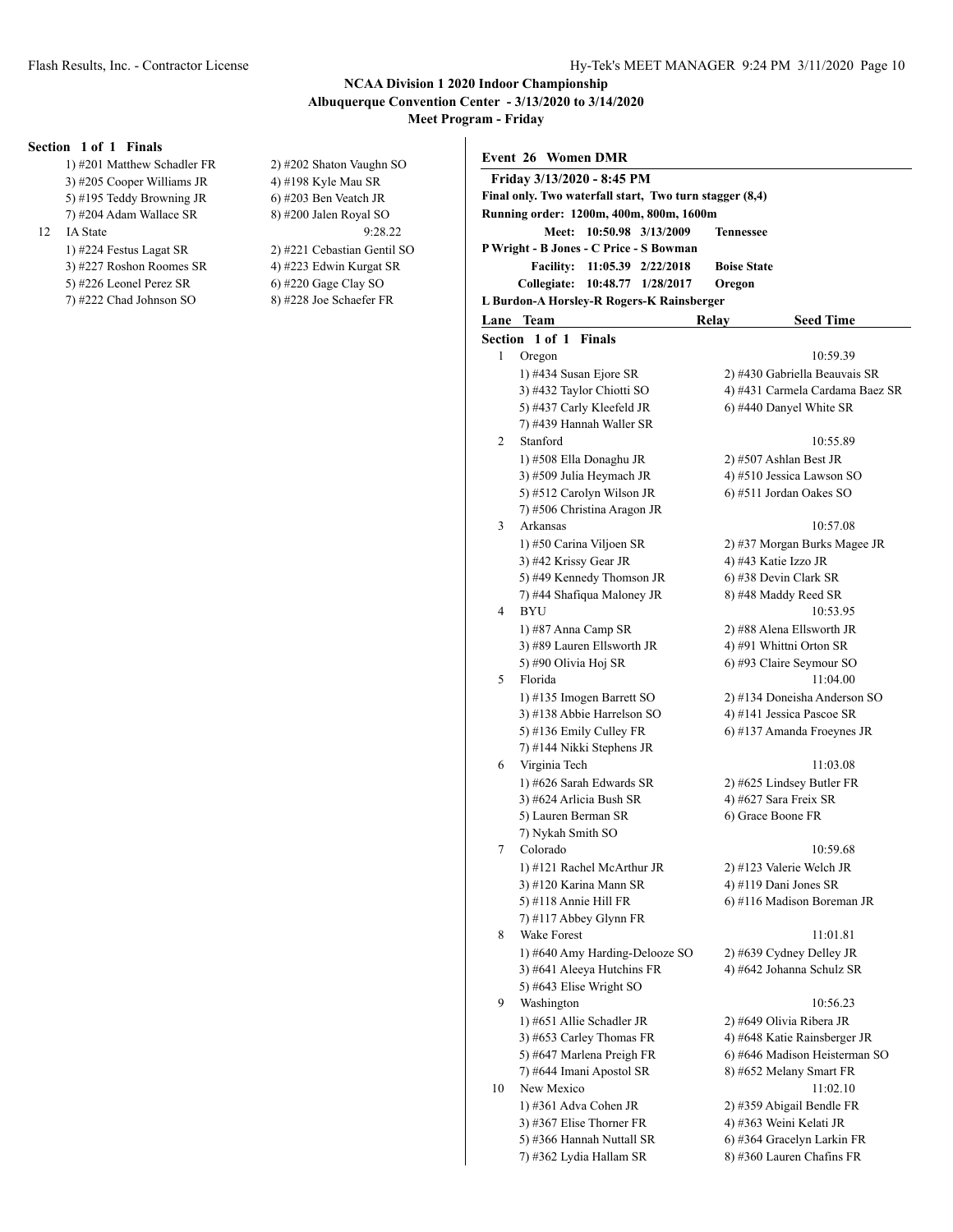**NCAA Division 1 2020 Indoor Championship**
**Albuquerque Convention Center - 3/13/2020 to 3/14/2020**
**Meet Program - Friday**

**Section 1 of 1 Finals**

1) #201 Matthew Schadler FR — 2) #202 Shaton Vaughn SO
3) #205 Cooper Williams JR — 4) #198 Kyle Mau SR
5) #195 Teddy Browning JR — 6) #203 Ben Veatch JR
7) #204 Adam Wallace SR — 8) #200 Jalen Royal SO

12 IA State — 9:28.22
1) #224 Festus Lagat SR — 2) #221 Cebastian Gentil SO
3) #227 Roshon Roomes SR — 4) #223 Edwin Kurgat SR
5) #226 Leonel Perez SR — 6) #220 Gage Clay SO
7) #222 Chad Johnson SO — 8) #228 Joe Schaefer FR

## Event 26 Women DMR

Friday 3/13/2020 - 8:45 PM
Final only. Two waterfall start, Two turn stagger (8,4)
Running order: 1200m, 400m, 800m, 1600m

Meet: 10:50.98 3/13/2009 Tennessee
P Wright - B Jones - C Price - S Bowman
Facility: 11:05.39 2/22/2018 Boise State
Collegiate: 10:48.77 1/28/2017 Oregon
L Burdon-A Horsley-R Rogers-K Rainsberger

| Lane | Team | Relay | Seed Time |
|---|---|---|---|

**Section 1 of 1 Finals**

1 Oregon — 10:59.39
1) #434 Susan Ejore SR — 2) #430 Gabriella Beauvais SR
3) #432 Taylor Chiotti SO — 4) #431 Carmela Cardama Baez SR
5) #437 Carly Kleefeld JR — 6) #440 Danyel White SR
7) #439 Hannah Waller SR

2 Stanford — 10:55.89
1) #508 Ella Donaghu JR — 2) #507 Ashlan Best JR
3) #509 Julia Heymach JR — 4) #510 Jessica Lawson SO
5) #512 Carolyn Wilson JR — 6) #511 Jordan Oakes SO
7) #506 Christina Aragon JR

3 Arkansas — 10:57.08
1) #50 Carina Viljoen SR — 2) #37 Morgan Burks Magee JR
3) #42 Krissy Gear JR — 4) #43 Katie Izzo JR
5) #49 Kennedy Thomson JR — 6) #38 Devin Clark SR
7) #44 Shafiqua Maloney JR — 8) #48 Maddy Reed SR

4 BYU — 10:53.95
1) #87 Anna Camp SR — 2) #88 Alena Ellsworth JR
3) #89 Lauren Ellsworth JR — 4) #91 Whittni Orton SR
5) #90 Olivia Hoj SR — 6) #93 Claire Seymour SO

5 Florida — 11:04.00
1) #135 Imogen Barrett SO — 2) #134 Doneisha Anderson SO
3) #138 Abbie Harrelson SO — 4) #141 Jessica Pascoe SR
5) #136 Emily Culley FR — 6) #137 Amanda Froeynes JR
7) #144 Nikki Stephens JR

6 Virginia Tech — 11:03.08
1) #626 Sarah Edwards SR — 2) #625 Lindsey Butler FR
3) #624 Arlicia Bush SR — 4) #627 Sara Freix SR
5) Lauren Berman SR — 6) Grace Boone FR
7) Nykah Smith SO

7 Colorado — 10:59.68
1) #121 Rachel McArthur JR — 2) #123 Valerie Welch JR
3) #120 Karina Mann SR — 4) #119 Dani Jones SR
5) #118 Annie Hill FR — 6) #116 Madison Boreman JR
7) #117 Abbey Glynn FR

8 Wake Forest — 11:01.81
1) #640 Amy Harding-Delooze SO — 2) #639 Cydney Delley JR
3) #641 Aleeya Hutchins FR — 4) #642 Johanna Schulz SR
5) #643 Elise Wright SO

9 Washington — 10:56.23
1) #651 Allie Schadler JR — 2) #649 Olivia Ribera JR
3) #653 Carley Thomas FR — 4) #648 Katie Rainsberger JR
5) #647 Marlena Preigh FR — 6) #646 Madison Heisterman SO
7) #644 Imani Apostol SR — 8) #652 Melany Smart FR

10 New Mexico — 11:02.10
1) #361 Adva Cohen JR — 2) #359 Abigail Bendle FR
3) #367 Elise Thorner FR — 4) #363 Weini Kelati JR
5) #366 Hannah Nuttall SR — 6) #364 Gracelyn Larkin FR
7) #362 Lydia Hallam SR — 8) #360 Lauren Chafins FR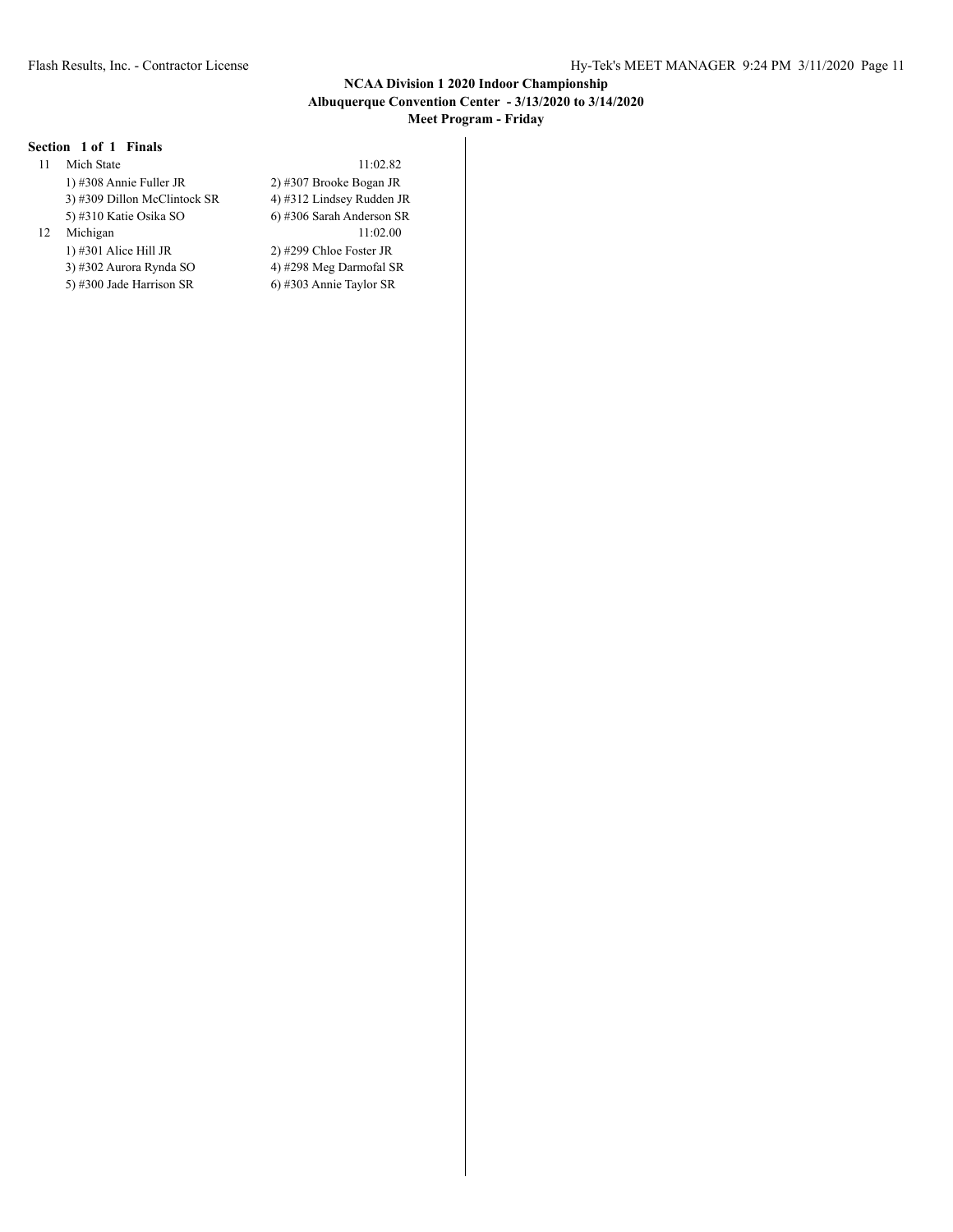**Section 1 of 1 Finals**

11 Mich State 11:02.82

1) #308 Annie Fuller JR
2) #307 Brooke Bogan JR
3) #309 Dillon McClintock SR
4) #312 Lindsey Rudden JR
5) #310 Katie Osika SO
6) #306 Sarah Anderson SR

12 Michigan 11:02.00

1) #301 Alice Hill JR
2) #299 Chloe Foster JR
3) #302 Aurora Rynda SO
4) #298 Meg Darmofal SR
5) #300 Jade Harrison SR
6) #303 Annie Taylor SR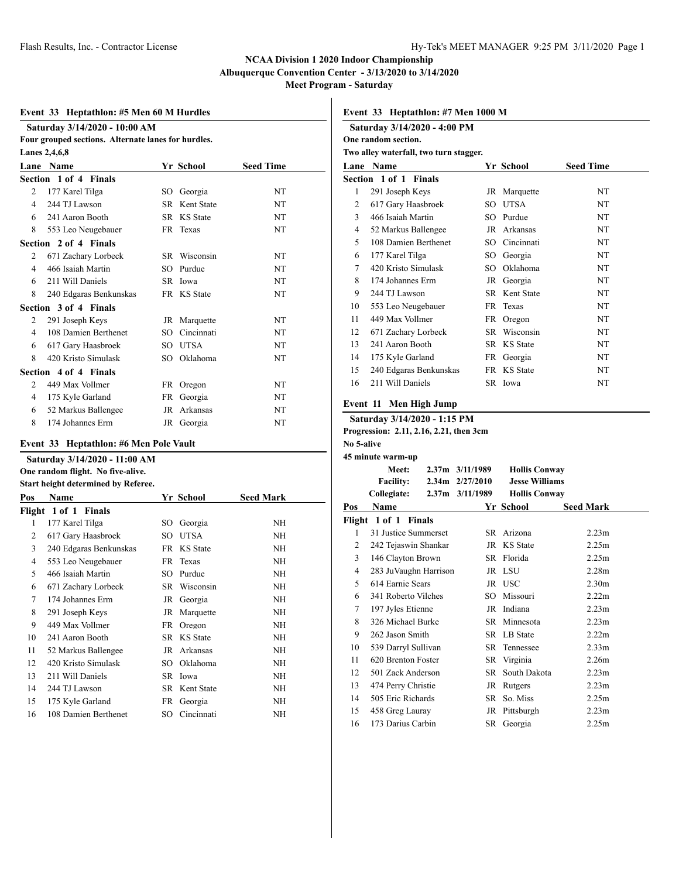**NCAA Division 1 2020 Indoor Championship**
**Albuquerque Convention Center - 3/13/2020 to 3/14/2020**
**Meet Program - Saturday**

## Event 33 Heptathlon: #5 Men 60 M Hurdles

**Saturday 3/14/2020 - 10:00 AM**
**Four grouped sections. Alternate lanes for hurdles.**
**Lanes 2,4,6,8**

| Lane | Name | Yr | School | Seed Time |
|---|---|---|---|---|
| **Section 1 of 4 Finals** | | | | |
| 2 | 177 Karel Tilga | SO | Georgia | NT |
| 4 | 244 TJ Lawson | SR | Kent State | NT |
| 6 | 241 Aaron Booth | SR | KS State | NT |
| 8 | 553 Leo Neugebauer | FR | Texas | NT |
| **Section 2 of 4 Finals** | | | | |
| 2 | 671 Zachary Lorbeck | SR | Wisconsin | NT |
| 4 | 466 Isaiah Martin | SO | Purdue | NT |
| 6 | 211 Will Daniels | SR | Iowa | NT |
| 8 | 240 Edgaras Benkunskas | FR | KS State | NT |
| **Section 3 of 4 Finals** | | | | |
| 2 | 291 Joseph Keys | JR | Marquette | NT |
| 4 | 108 Damien Berthenet | SO | Cincinnati | NT |
| 6 | 617 Gary Haasbroek | SO | UTSA | NT |
| 8 | 420 Kristo Simulask | SO | Oklahoma | NT |
| **Section 4 of 4 Finals** | | | | |
| 2 | 449 Max Vollmer | FR | Oregon | NT |
| 4 | 175 Kyle Garland | FR | Georgia | NT |
| 6 | 52 Markus Ballengee | JR | Arkansas | NT |
| 8 | 174 Johannes Erm | JR | Georgia | NT |

## Event 33 Heptathlon: #6 Men Pole Vault

**Saturday 3/14/2020 - 11:00 AM**
**One random flight. No five-alive.**
**Start height determined by Referee.**

| Pos | Name | Yr | School | Seed Mark |
|---|---|---|---|---|
| **Flight 1 of 1 Finals** | | | | |
| 1 | 177 Karel Tilga | SO | Georgia | NH |
| 2 | 617 Gary Haasbroek | SO | UTSA | NH |
| 3 | 240 Edgaras Benkunskas | FR | KS State | NH |
| 4 | 553 Leo Neugebauer | FR | Texas | NH |
| 5 | 466 Isaiah Martin | SO | Purdue | NH |
| 6 | 671 Zachary Lorbeck | SR | Wisconsin | NH |
| 7 | 174 Johannes Erm | JR | Georgia | NH |
| 8 | 291 Joseph Keys | JR | Marquette | NH |
| 9 | 449 Max Vollmer | FR | Oregon | NH |
| 10 | 241 Aaron Booth | SR | KS State | NH |
| 11 | 52 Markus Ballengee | JR | Arkansas | NH |
| 12 | 420 Kristo Simulask | SO | Oklahoma | NH |
| 13 | 211 Will Daniels | SR | Iowa | NH |
| 14 | 244 TJ Lawson | SR | Kent State | NH |
| 15 | 175 Kyle Garland | FR | Georgia | NH |
| 16 | 108 Damien Berthenet | SO | Cincinnati | NH |

## Event 33 Heptathlon: #7 Men 1000 M

**Saturday 3/14/2020 - 4:00 PM**
**One random section.**
**Two alley waterfall, two turn stagger.**

| Lane | Name | Yr | School | Seed Time |
|---|---|---|---|---|
| **Section 1 of 1 Finals** | | | | |
| 1 | 291 Joseph Keys | JR | Marquette | NT |
| 2 | 617 Gary Haasbroek | SO | UTSA | NT |
| 3 | 466 Isaiah Martin | SO | Purdue | NT |
| 4 | 52 Markus Ballengee | JR | Arkansas | NT |
| 5 | 108 Damien Berthenet | SO | Cincinnati | NT |
| 6 | 177 Karel Tilga | SO | Georgia | NT |
| 7 | 420 Kristo Simulask | SO | Oklahoma | NT |
| 8 | 174 Johannes Erm | JR | Georgia | NT |
| 9 | 244 TJ Lawson | SR | Kent State | NT |
| 10 | 553 Leo Neugebauer | FR | Texas | NT |
| 11 | 449 Max Vollmer | FR | Oregon | NT |
| 12 | 671 Zachary Lorbeck | SR | Wisconsin | NT |
| 13 | 241 Aaron Booth | SR | KS State | NT |
| 14 | 175 Kyle Garland | FR | Georgia | NT |
| 15 | 240 Edgaras Benkunskas | FR | KS State | NT |
| 16 | 211 Will Daniels | SR | Iowa | NT |

## Event 11 Men High Jump

**Saturday 3/14/2020 - 1:15 PM**
**Progression: 2.11, 2.16, 2.21, then 3cm**
**No 5-alive**
**45 minute warm-up**

| | Mark | Date | Name |
|---|---|---|---|
| Meet: | 2.37m | 3/11/1989 | Hollis Conway |
| Facility: | 2.34m | 2/27/2010 | Jesse Williams |
| Collegiate: | 2.37m | 3/11/1989 | Hollis Conway |

| Pos | Name | Yr | School | Seed Mark |
|---|---|---|---|---|
| **Flight 1 of 1 Finals** | | | | |
| 1 | 31 Justice Summerset | SR | Arizona | 2.23m |
| 2 | 242 Tejaswin Shankar | JR | KS State | 2.25m |
| 3 | 146 Clayton Brown | SR | Florida | 2.25m |
| 4 | 283 JuVaughn Harrison | JR | LSU | 2.28m |
| 5 | 614 Earnie Sears | JR | USC | 2.30m |
| 6 | 341 Roberto Vilches | SO | Missouri | 2.22m |
| 7 | 197 Jyles Etienne | JR | Indiana | 2.23m |
| 8 | 326 Michael Burke | SR | Minnesota | 2.23m |
| 9 | 262 Jason Smith | SR | LB State | 2.22m |
| 10 | 539 Darryl Sullivan | SR | Tennessee | 2.33m |
| 11 | 620 Brenton Foster | SR | Virginia | 2.26m |
| 12 | 501 Zack Anderson | SR | South Dakota | 2.23m |
| 13 | 474 Perry Christie | JR | Rutgers | 2.23m |
| 14 | 505 Eric Richards | SR | So. Miss | 2.25m |
| 15 | 458 Greg Lauray | JR | Pittsburgh | 2.23m |
| 16 | 173 Darius Carbin | SR | Georgia | 2.25m |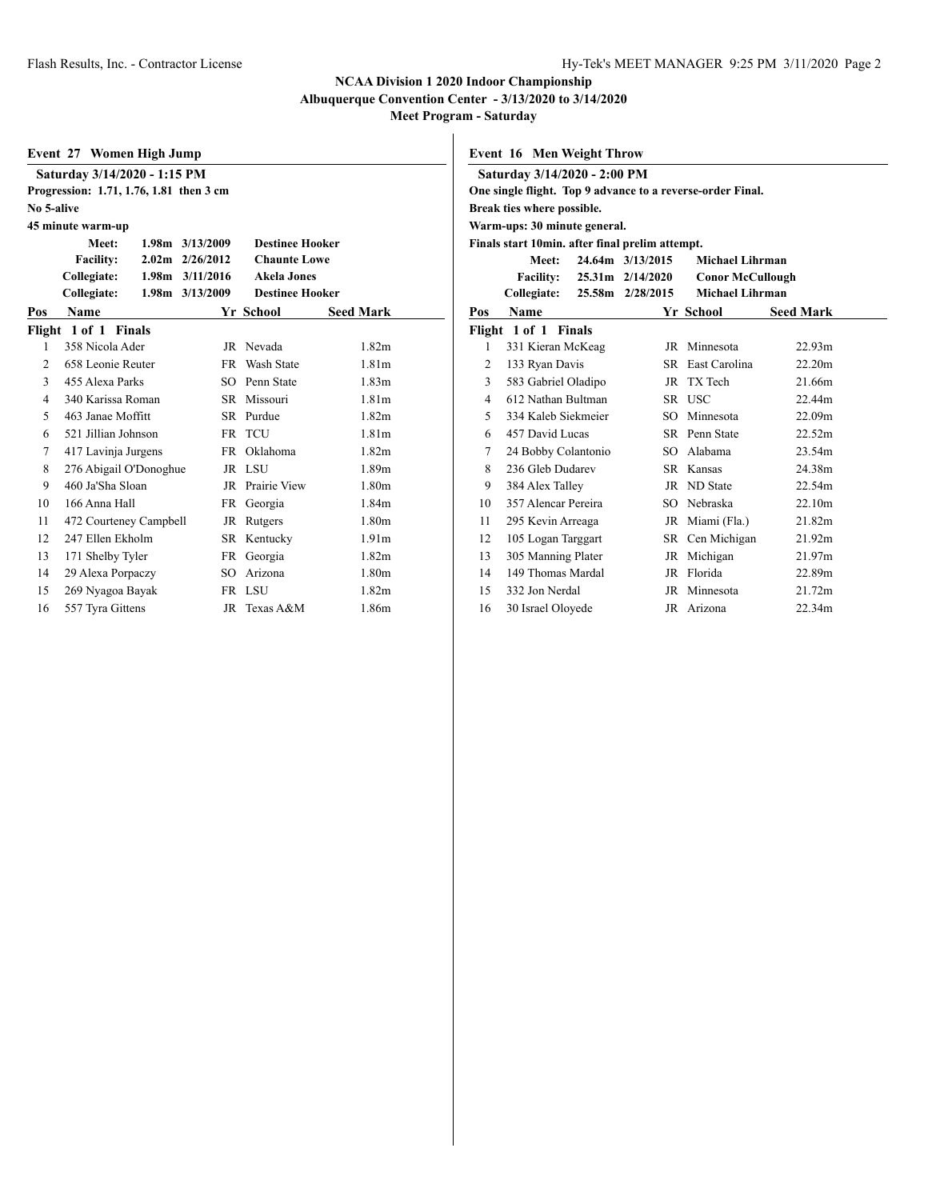## NCAA Division 1 2020 Indoor Championship

**Albuquerque Convention Center - 3/13/2020 to 3/14/2020**

**Meet Program - Saturday**

### Event 27 Women High Jump

**Saturday 3/14/2020 - 1:15 PM**

**Progression: 1.71, 1.76, 1.81 then 3 cm**

**No 5-alive**

**45 minute warm-up**

| | Mark | Date | Name |
|---|---|---|---|
| Meet: | 1.98m | 3/13/2009 | Destinee Hooker |
| Facility: | 2.02m | 2/26/2012 | Chaunte Lowe |
| Collegiate: | 1.98m | 3/11/2016 | Akela Jones |
| Collegiate: | 1.98m | 3/13/2009 | Destinee Hooker |

**Flight 1 of 1 Finals**

| Pos | Name | Yr | School | Seed Mark |
|---|---|---|---|---|
| 1 | 358 Nicola Ader | JR | Nevada | 1.82m |
| 2 | 658 Leonie Reuter | FR | Wash State | 1.81m |
| 3 | 455 Alexa Parks | SO | Penn State | 1.83m |
| 4 | 340 Karissa Roman | SR | Missouri | 1.81m |
| 5 | 463 Janae Moffitt | SR | Purdue | 1.82m |
| 6 | 521 Jillian Johnson | FR | TCU | 1.81m |
| 7 | 417 Lavinja Jurgens | FR | Oklahoma | 1.82m |
| 8 | 276 Abigail O'Donoghue | JR | LSU | 1.89m |
| 9 | 460 Ja'Sha Sloan | JR | Prairie View | 1.80m |
| 10 | 166 Anna Hall | FR | Georgia | 1.84m |
| 11 | 472 Courteney Campbell | JR | Rutgers | 1.80m |
| 12 | 247 Ellen Ekholm | SR | Kentucky | 1.91m |
| 13 | 171 Shelby Tyler | FR | Georgia | 1.82m |
| 14 | 29 Alexa Porpaczy | SO | Arizona | 1.80m |
| 15 | 269 Nyagoa Bayak | FR | LSU | 1.82m |
| 16 | 557 Tyra Gittens | JR | Texas A&M | 1.86m |

### Event 16 Men Weight Throw

**Saturday 3/14/2020 - 2:00 PM**

**One single flight. Top 9 advance to a reverse-order Final.**

**Break ties where possible.**

**Warm-ups: 30 minute general.**

**Finals start 10min. after final prelim attempt.**

| | Mark | Date | Name |
|---|---|---|---|
| Meet: | 24.64m | 3/13/2015 | Michael Lihrman |
| Facility: | 25.31m | 2/14/2020 | Conor McCullough |
| Collegiate: | 25.58m | 2/28/2015 | Michael Lihrman |

**Flight 1 of 1 Finals**

| Pos | Name | Yr | School | Seed Mark |
|---|---|---|---|---|
| 1 | 331 Kieran McKeag | JR | Minnesota | 22.93m |
| 2 | 133 Ryan Davis | SR | East Carolina | 22.20m |
| 3 | 583 Gabriel Oladipo | JR | TX Tech | 21.66m |
| 4 | 612 Nathan Bultman | SR | USC | 22.44m |
| 5 | 334 Kaleb Siekmeier | SO | Minnesota | 22.09m |
| 6 | 457 David Lucas | SR | Penn State | 22.52m |
| 7 | 24 Bobby Colantonio | SO | Alabama | 23.54m |
| 8 | 236 Gleb Dudarev | SR | Kansas | 24.38m |
| 9 | 384 Alex Talley | JR | ND State | 22.54m |
| 10 | 357 Alencar Pereira | SO | Nebraska | 22.10m |
| 11 | 295 Kevin Arreaga | JR | Miami (Fla.) | 21.82m |
| 12 | 105 Logan Targgart | SR | Cen Michigan | 21.92m |
| 13 | 305 Manning Plater | JR | Michigan | 21.97m |
| 14 | 149 Thomas Mardal | JR | Florida | 22.89m |
| 15 | 332 Jon Nerdal | JR | Minnesota | 21.72m |
| 16 | 30 Israel Oloyede | JR | Arizona | 22.34m |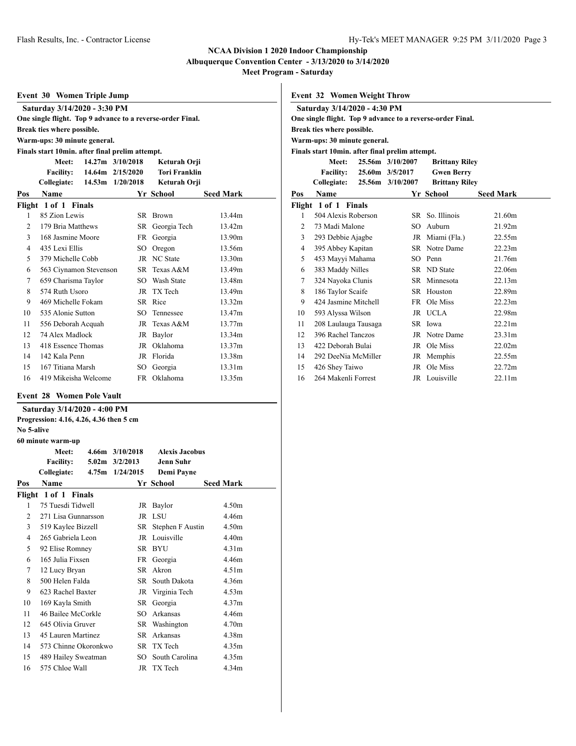## NCAA Division 1 2020 Indoor Championship

**Albuquerque Convention Center - 3/13/2020 to 3/14/2020**

**Meet Program - Saturday**

### Event 30 Women Triple Jump

**Saturday 3/14/2020 - 3:30 PM**

**One single flight. Top 9 advance to a reverse-order Final.**

**Break ties where possible.**

**Warm-ups: 30 minute general.**

**Finals start 10min. after final prelim attempt.**

| | | | |
|---|---|---|---|
| **Meet:** | **14.27m** | **3/10/2018** | **Keturah Orji** |
| **Facility:** | **14.64m** | **2/15/2020** | **Tori Franklin** |
| **Collegiate:** | **14.53m** | **1/20/2018** | **Keturah Orji** |

| Pos | Name | Yr | School | Seed Mark |
|---|---|---|---|---|
| **Flight 1 of 1 Finals** | | | | |
| 1 | 85 Zion Lewis | SR | Brown | 13.44m |
| 2 | 179 Bria Matthews | SR | Georgia Tech | 13.42m |
| 3 | 168 Jasmine Moore | FR | Georgia | 13.90m |
| 4 | 435 Lexi Ellis | SO | Oregon | 13.56m |
| 5 | 379 Michelle Cobb | JR | NC State | 13.30m |
| 6 | 563 Ciynamon Stevenson | SR | Texas A&M | 13.49m |
| 7 | 659 Charisma Taylor | SO | Wash State | 13.48m |
| 8 | 574 Ruth Usoro | JR | TX Tech | 13.49m |
| 9 | 469 Michelle Fokam | SR | Rice | 13.32m |
| 10 | 535 Alonie Sutton | SO | Tennessee | 13.47m |
| 11 | 556 Deborah Acquah | JR | Texas A&M | 13.77m |
| 12 | 74 Alex Madlock | JR | Baylor | 13.34m |
| 13 | 418 Essence Thomas | JR | Oklahoma | 13.37m |
| 14 | 142 Kala Penn | JR | Florida | 13.38m |
| 15 | 167 Titiana Marsh | SO | Georgia | 13.31m |
| 16 | 419 Mikeisha Welcome | FR | Oklahoma | 13.35m |

### Event 28 Women Pole Vault

**Saturday 3/14/2020 - 4:00 PM**

**Progression: 4.16, 4.26, 4.36 then 5 cm**

**No 5-alive**

**60 minute warm-up**

| | | | |
|---|---|---|---|
| **Meet:** | **4.66m** | **3/10/2018** | **Alexis Jacobus** |
| **Facility:** | **5.02m** | **3/2/2013** | **Jenn Suhr** |
| **Collegiate:** | **4.75m** | **1/24/2015** | **Demi Payne** |

| Pos | Name | Yr | School | Seed Mark |
|---|---|---|---|---|
| **Flight 1 of 1 Finals** | | | | |
| 1 | 75 Tuesdi Tidwell | JR | Baylor | 4.50m |
| 2 | 271 Lisa Gunnarsson | JR | LSU | 4.46m |
| 3 | 519 Kaylee Bizzell | SR | Stephen F Austin | 4.50m |
| 4 | 265 Gabriela Leon | JR | Louisville | 4.40m |
| 5 | 92 Elise Romney | SR | BYU | 4.31m |
| 6 | 165 Julia Fixsen | FR | Georgia | 4.46m |
| 7 | 12 Lucy Bryan | SR | Akron | 4.51m |
| 8 | 500 Helen Falda | SR | South Dakota | 4.36m |
| 9 | 623 Rachel Baxter | JR | Virginia Tech | 4.53m |
| 10 | 169 Kayla Smith | SR | Georgia | 4.37m |
| 11 | 46 Bailee McCorkle | SO | Arkansas | 4.46m |
| 12 | 645 Olivia Gruver | SR | Washington | 4.70m |
| 13 | 45 Lauren Martinez | SR | Arkansas | 4.38m |
| 14 | 573 Chinne Okoronkwo | SR | TX Tech | 4.35m |
| 15 | 489 Hailey Sweatman | SO | South Carolina | 4.35m |
| 16 | 575 Chloe Wall | JR | TX Tech | 4.34m |

### Event 32 Women Weight Throw

**Saturday 3/14/2020 - 4:30 PM**

**One single flight. Top 9 advance to a reverse-order Final.**

**Break ties where possible.**

**Warm-ups: 30 minute general.**

**Finals start 10min. after final prelim attempt.**

| | | | |
|---|---|---|---|
| **Meet:** | **25.56m** | **3/10/2007** | **Brittany Riley** |
| **Facility:** | **25.60m** | **3/5/2017** | **Gwen Berry** |
| **Collegiate:** | **25.56m** | **3/10/2007** | **Brittany Riley** |

| Pos | Name | Yr | School | Seed Mark |
|---|---|---|---|---|
| **Flight 1 of 1 Finals** | | | | |
| 1 | 504 Alexis Roberson | SR | So. Illinois | 21.60m |
| 2 | 73 Madi Malone | SO | Auburn | 21.92m |
| 3 | 293 Debbie Ajagbe | JR | Miami (Fla.) | 22.55m |
| 4 | 395 Abbey Kapitan | SR | Notre Dame | 22.23m |
| 5 | 453 Mayyi Mahama | SO | Penn | 21.76m |
| 6 | 383 Maddy Nilles | SR | ND State | 22.06m |
| 7 | 324 Nayoka Clunis | SR | Minnesota | 22.13m |
| 8 | 186 Taylor Scaife | SR | Houston | 22.89m |
| 9 | 424 Jasmine Mitchell | FR | Ole Miss | 22.23m |
| 10 | 593 Alyssa Wilson | JR | UCLA | 22.98m |
| 11 | 208 Laulauga Tausaga | SR | Iowa | 22.21m |
| 12 | 396 Rachel Tanczos | JR | Notre Dame | 23.31m |
| 13 | 422 Deborah Bulai | JR | Ole Miss | 22.02m |
| 14 | 292 DeeNia McMiller | JR | Memphis | 22.55m |
| 15 | 426 Shey Taiwo | JR | Ole Miss | 22.72m |
| 16 | 264 Makenli Forrest | JR | Louisville | 22.11m |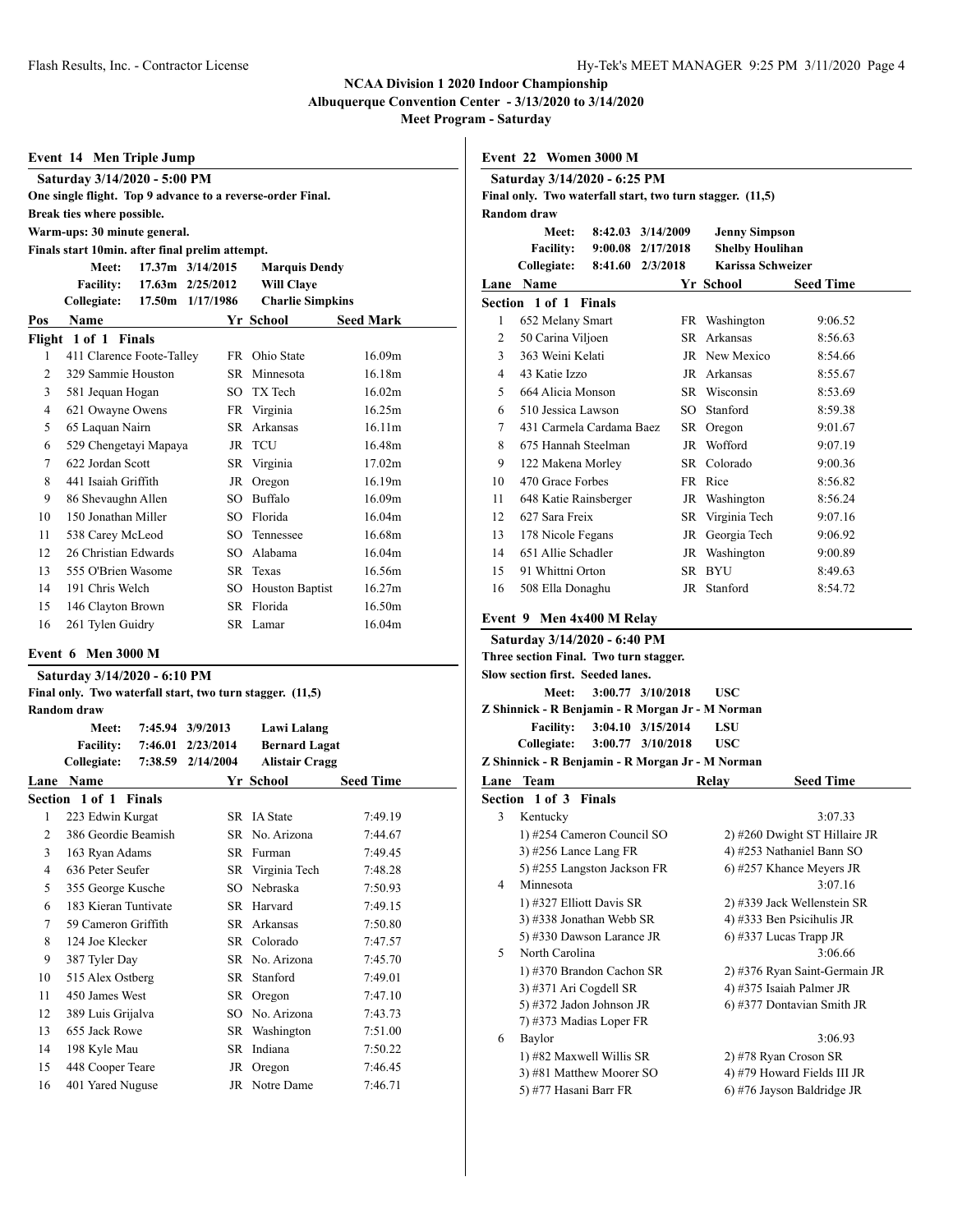**NCAA Division 1 2020 Indoor Championship**
**Albuquerque Convention Center - 3/13/2020 to 3/14/2020**
**Meet Program - Saturday**

## Event 14 Men Triple Jump

**Saturday 3/14/2020 - 5:00 PM**
**One single flight. Top 9 advance to a reverse-order Final.**
**Break ties where possible.**
**Warm-ups: 30 minute general.**
**Finals start 10min. after final prelim attempt.**

| | | | |
|---|---|---|---|
| **Meet:** | 17.37m | 3/14/2015 | **Marquis Dendy** |
| **Facility:** | 17.63m | 2/25/2012 | **Will Claye** |
| **Collegiate:** | 17.50m | 1/17/1986 | **Charlie Simpkins** |

| Pos | Name | Yr | School | Seed Mark |
|---|---|---|---|---|
| **Flight 1 of 1 Finals** | | | | |
| 1 | 411 Clarence Foote-Talley | FR | Ohio State | 16.09m |
| 2 | 329 Sammie Houston | SR | Minnesota | 16.18m |
| 3 | 581 Jequan Hogan | SO | TX Tech | 16.02m |
| 4 | 621 Owayne Owens | FR | Virginia | 16.25m |
| 5 | 65 Laquan Nairn | SR | Arkansas | 16.11m |
| 6 | 529 Chengetayi Mapaya | JR | TCU | 16.48m |
| 7 | 622 Jordan Scott | SR | Virginia | 17.02m |
| 8 | 441 Isaiah Griffith | JR | Oregon | 16.19m |
| 9 | 86 Shevaughn Allen | SO | Buffalo | 16.09m |
| 10 | 150 Jonathan Miller | SO | Florida | 16.04m |
| 11 | 538 Carey McLeod | SO | Tennessee | 16.68m |
| 12 | 26 Christian Edwards | SO | Alabama | 16.04m |
| 13 | 555 O'Brien Wasome | SR | Texas | 16.56m |
| 14 | 191 Chris Welch | SO | Houston Baptist | 16.27m |
| 15 | 146 Clayton Brown | SR | Florida | 16.50m |
| 16 | 261 Tylen Guidry | SR | Lamar | 16.04m |

## Event 6 Men 3000 M

**Saturday 3/14/2020 - 6:10 PM**
**Final only. Two waterfall start, two turn stagger. (11,5)**
**Random draw**

| | | | |
|---|---|---|---|
| **Meet:** | 7:45.94 | 3/9/2013 | **Lawi Lalang** |
| **Facility:** | 7:46.01 | 2/23/2014 | **Bernard Lagat** |
| **Collegiate:** | 7:38.59 | 2/14/2004 | **Alistair Cragg** |

| Lane | Name | Yr | School | Seed Time |
|---|---|---|---|---|
| **Section 1 of 1 Finals** | | | | |
| 1 | 223 Edwin Kurgat | SR | IA State | 7:49.19 |
| 2 | 386 Geordie Beamish | SR | No. Arizona | 7:44.67 |
| 3 | 163 Ryan Adams | SR | Furman | 7:49.45 |
| 4 | 636 Peter Seufer | SR | Virginia Tech | 7:48.28 |
| 5 | 355 George Kusche | SO | Nebraska | 7:50.93 |
| 6 | 183 Kieran Tuntivate | SR | Harvard | 7:49.15 |
| 7 | 59 Cameron Griffith | SR | Arkansas | 7:50.80 |
| 8 | 124 Joe Klecker | SR | Colorado | 7:47.57 |
| 9 | 387 Tyler Day | SR | No. Arizona | 7:45.70 |
| 10 | 515 Alex Ostberg | SR | Stanford | 7:49.01 |
| 11 | 450 James West | SR | Oregon | 7:47.10 |
| 12 | 389 Luis Grijalva | SO | No. Arizona | 7:43.73 |
| 13 | 655 Jack Rowe | SR | Washington | 7:51.00 |
| 14 | 198 Kyle Mau | SR | Indiana | 7:50.22 |
| 15 | 448 Cooper Teare | JR | Oregon | 7:46.45 |
| 16 | 401 Yared Nuguse | JR | Notre Dame | 7:46.71 |

## Event 22 Women 3000 M

**Saturday 3/14/2020 - 6:25 PM**
**Final only. Two waterfall start, two turn stagger. (11,5)**
**Random draw**

| | | | |
|---|---|---|---|
| **Meet:** | 8:42.03 | 3/14/2009 | **Jenny Simpson** |
| **Facility:** | 9:00.08 | 2/17/2018 | **Shelby Houlihan** |
| **Collegiate:** | 8:41.60 | 2/3/2018 | **Karissa Schweizer** |

| Lane | Name | Yr | School | Seed Time |
|---|---|---|---|---|
| **Section 1 of 1 Finals** | | | | |
| 1 | 652 Melany Smart | FR | Washington | 9:06.52 |
| 2 | 50 Carina Viljoen | SR | Arkansas | 8:56.63 |
| 3 | 363 Weini Kelati | JR | New Mexico | 8:54.66 |
| 4 | 43 Katie Izzo | JR | Arkansas | 8:55.67 |
| 5 | 664 Alicia Monson | SR | Wisconsin | 8:53.69 |
| 6 | 510 Jessica Lawson | SO | Stanford | 8:59.38 |
| 7 | 431 Carmela Cardama Baez | SR | Oregon | 9:01.67 |
| 8 | 675 Hannah Steelman | JR | Wofford | 9:07.19 |
| 9 | 122 Makena Morley | SR | Colorado | 9:00.36 |
| 10 | 470 Grace Forbes | FR | Rice | 8:56.82 |
| 11 | 648 Katie Rainsberger | JR | Washington | 8:56.24 |
| 12 | 627 Sara Freix | SR | Virginia Tech | 9:07.16 |
| 13 | 178 Nicole Fegans | JR | Georgia Tech | 9:06.92 |
| 14 | 651 Allie Schadler | JR | Washington | 9:00.89 |
| 15 | 91 Whittni Orton | SR | BYU | 8:49.63 |
| 16 | 508 Ella Donaghu | JR | Stanford | 8:54.72 |

## Event 9 Men 4x400 M Relay

**Saturday 3/14/2020 - 6:40 PM**
**Three section Final. Two turn stagger.**
**Slow section first. Seeded lanes.**

**Meet:** 3:00.77 3/10/2018 **USC**
**Z Shinnick - R Benjamin - R Morgan Jr - M Norman**
**Facility:** 3:04.10 3/15/2014 **LSU**
**Collegiate:** 3:00.77 3/10/2018 **USC**
**Z Shinnick - R Benjamin - R Morgan Jr - M Norman**

| Lane | Team | Relay | Seed Time |
|---|---|---|---|
| **Section 1 of 3 Finals** | | | |
| 3 | Kentucky | | 3:07.33 |
| | 1) #254 Cameron Council SO | 2) #260 Dwight ST Hillaire JR | |
| | 3) #256 Lance Lang FR | 4) #253 Nathaniel Bann SO | |
| | 5) #255 Langston Jackson FR | 6) #257 Khance Meyers JR | |
| 4 | Minnesota | | 3:07.16 |
| | 1) #327 Elliott Davis SR | 2) #339 Jack Wellenstein SR | |
| | 3) #338 Jonathan Webb SR | 4) #333 Ben Psicihulis JR | |
| | 5) #330 Dawson Larance JR | 6) #337 Lucas Trapp JR | |
| 5 | North Carolina | | 3:06.66 |
| | 1) #370 Brandon Cachon SR | 2) #376 Ryan Saint-Germain JR | |
| | 3) #371 Ari Cogdell SR | 4) #375 Isaiah Palmer JR | |
| | 5) #372 Jadon Johnson JR | 6) #377 Dontavian Smith JR | |
| | 7) #373 Madias Loper FR | | |
| 6 | Baylor | | 3:06.93 |
| | 1) #82 Maxwell Willis SR | 2) #78 Ryan Croson SR | |
| | 3) #81 Matthew Moorer SO | 4) #79 Howard Fields III JR | |
| | 5) #77 Hasani Barr FR | 6) #76 Jayson Baldridge JR | |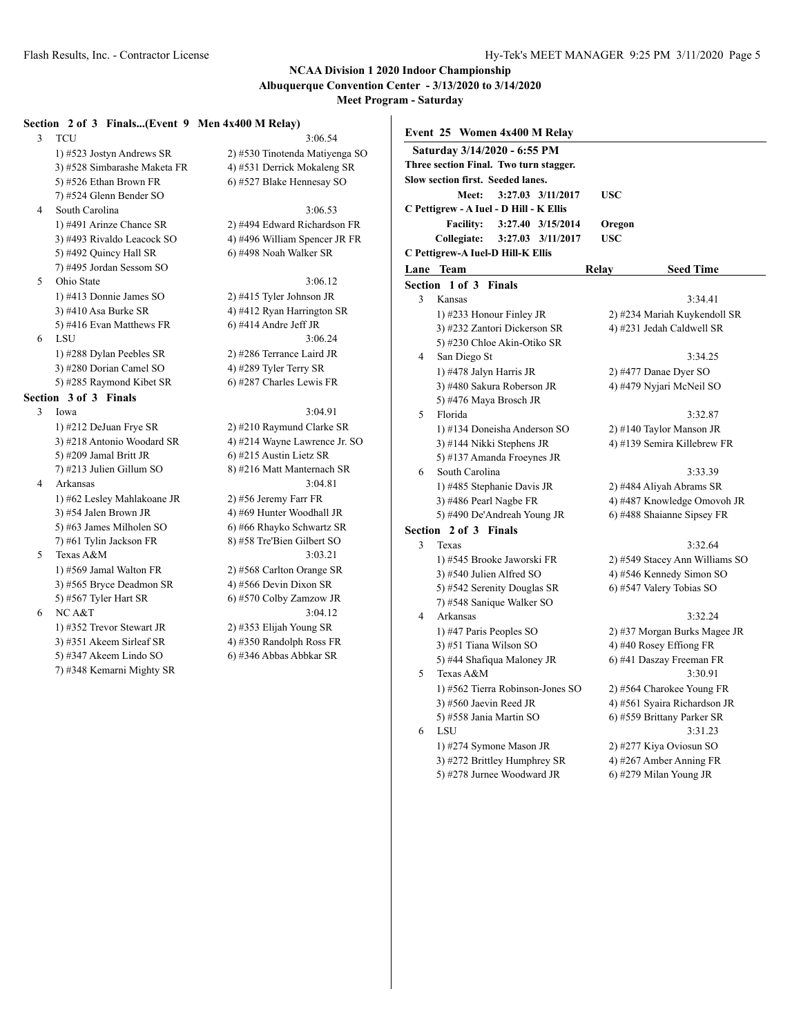## NCAA Division 1 2020 Indoor Championship

**Albuquerque Convention Center - 3/13/2020 to 3/14/2020**

**Meet Program - Saturday**

### Section 2 of 3 Finals...(Event 9 Men 4x400 M Relay)

| Lane | Team | Seed Time |
|---|---|---|
| 3 | TCU | 3:06.54 |
| | 1) #523 Jostyn Andrews SR | 2) #530 Tinotenda Matiyenga SO |
| | 3) #528 Simbarashe Maketa FR | 4) #531 Derrick Mokaleng SR |
| | 5) #526 Ethan Brown FR | 6) #527 Blake Hennesay SO |
| | 7) #524 Glenn Bender SO | |
| 4 | South Carolina | 3:06.53 |
| | 1) #491 Arinze Chance SR | 2) #494 Edward Richardson FR |
| | 3) #493 Rivaldo Leacock SO | 4) #496 William Spencer JR FR |
| | 5) #492 Quincy Hall SR | 6) #498 Noah Walker SR |
| | 7) #495 Jordan Sessom SO | |
| 5 | Ohio State | 3:06.12 |
| | 1) #413 Donnie James SO | 2) #415 Tyler Johnson JR |
| | 3) #410 Asa Burke SR | 4) #412 Ryan Harrington SR |
| | 5) #416 Evan Matthews FR | 6) #414 Andre Jeff JR |
| 6 | LSU | 3:06.24 |
| | 1) #288 Dylan Peebles SR | 2) #286 Terrance Laird JR |
| | 3) #280 Dorian Camel SO | 4) #289 Tyler Terry SR |
| | 5) #285 Raymond Kibet SR | 6) #287 Charles Lewis FR |

### Section 3 of 3 Finals

| Lane | Team | Seed Time |
|---|---|---|
| 3 | Iowa | 3:04.91 |
| | 1) #212 DeJuan Frye SR | 2) #210 Raymund Clarke SR |
| | 3) #218 Antonio Woodard SR | 4) #214 Wayne Lawrence Jr. SO |
| | 5) #209 Jamal Britt JR | 6) #215 Austin Lietz SR |
| | 7) #213 Julien Gillum SO | 8) #216 Matt Manternach SR |
| 4 | Arkansas | 3:04.81 |
| | 1) #62 Lesley Mahlakoane JR | 2) #56 Jeremy Farr FR |
| | 3) #54 Jalen Brown JR | 4) #69 Hunter Woodhall JR |
| | 5) #63 James Milholen SO | 6) #66 Rhayko Schwartz SR |
| | 7) #61 Tylin Jackson FR | 8) #58 Tre'Bien Gilbert SO |
| 5 | Texas A&M | 3:03.21 |
| | 1) #569 Jamal Walton FR | 2) #568 Carlton Orange SR |
| | 3) #565 Bryce Deadmon SR | 4) #566 Devin Dixon SR |
| | 5) #567 Tyler Hart SR | 6) #570 Colby Zamzow JR |
| 6 | NC A&T | 3:04.12 |
| | 1) #352 Trevor Stewart JR | 2) #353 Elijah Young SR |
| | 3) #351 Akeem Sirleaf SR | 4) #350 Randolph Ross FR |
| | 5) #347 Akeem Lindo SO | 6) #346 Abbas Abbkar SR |
| | 7) #348 Kemarni Mighty SR | |

### Event 25 Women 4x400 M Relay

**Saturday 3/14/2020 - 6:55 PM**

**Three section Final. Two turn stagger.**

**Slow section first. Seeded lanes.**

**Meet: 3:27.03 3/11/2017 USC**

**C Pettigrew - A Iuel - D Hill - K Ellis**

**Facility: 3:27.40 3/15/2014 Oregon**

**Collegiate: 3:27.03 3/11/2017 USC**

**C Pettigrew-A Iuel-D Hill-K Ellis**

### Section 1 of 3 Finals

| Lane | Team | Relay | Seed Time |
|---|---|---|---|
| 3 | Kansas | | 3:34.41 |
| | 1) #233 Honour Finley JR | 2) #234 Mariah Kuykendoll SR | |
| | 3) #232 Zantori Dickerson SR | 4) #231 Jedah Caldwell SR | |
| | 5) #230 Chloe Akin-Otiko SR | | |
| 4 | San Diego St | | 3:34.25 |
| | 1) #478 Jalyn Harris JR | 2) #477 Danae Dyer SO | |
| | 3) #480 Sakura Roberson JR | 4) #479 Nyjari McNeil SO | |
| | 5) #476 Maya Brosch JR | | |
| 5 | Florida | | 3:32.87 |
| | 1) #134 Doneisha Anderson SO | 2) #140 Taylor Manson JR | |
| | 3) #144 Nikki Stephens JR | 4) #139 Semira Killebrew FR | |
| | 5) #137 Amanda Froeynes JR | | |
| 6 | South Carolina | | 3:33.39 |
| | 1) #485 Stephanie Davis JR | 2) #484 Aliyah Abrams SR | |
| | 3) #486 Pearl Nagbe FR | 4) #487 Knowledge Omovoh JR | |
| | 5) #490 De'Andreah Young JR | 6) #488 Shaianne Sipsey FR | |

### Section 2 of 3 Finals

| Lane | Team | Relay | Seed Time |
|---|---|---|---|
| 3 | Texas | | 3:32.64 |
| | 1) #545 Brooke Jaworski FR | 2) #549 Stacey Ann Williams SO | |
| | 3) #540 Julien Alfred SO | 4) #546 Kennedy Simon SO | |
| | 5) #542 Serenity Douglas SR | 6) #547 Valery Tobias SO | |
| | 7) #548 Sanique Walker SO | | |
| 4 | Arkansas | | 3:32.24 |
| | 1) #47 Paris Peoples SO | 2) #37 Morgan Burks Magee JR | |
| | 3) #51 Tiana Wilson SO | 4) #40 Rosey Effiong FR | |
| | 5) #44 Shafiqua Maloney JR | 6) #41 Daszay Freeman FR | |
| 5 | Texas A&M | | 3:30.91 |
| | 1) #562 Tierra Robinson-Jones SO | 2) #564 Charokee Young FR | |
| | 3) #560 Jaevin Reed JR | 4) #561 Syaira Richardson JR | |
| | 5) #558 Jania Martin SO | 6) #559 Brittany Parker SR | |
| 6 | LSU | | 3:31.23 |
| | 1) #274 Symone Mason JR | 2) #277 Kiya Oviosun SO | |
| | 3) #272 Brittley Humphrey SR | 4) #267 Amber Anning FR | |
| | 5) #278 Jurnee Woodward JR | 6) #279 Milan Young JR | |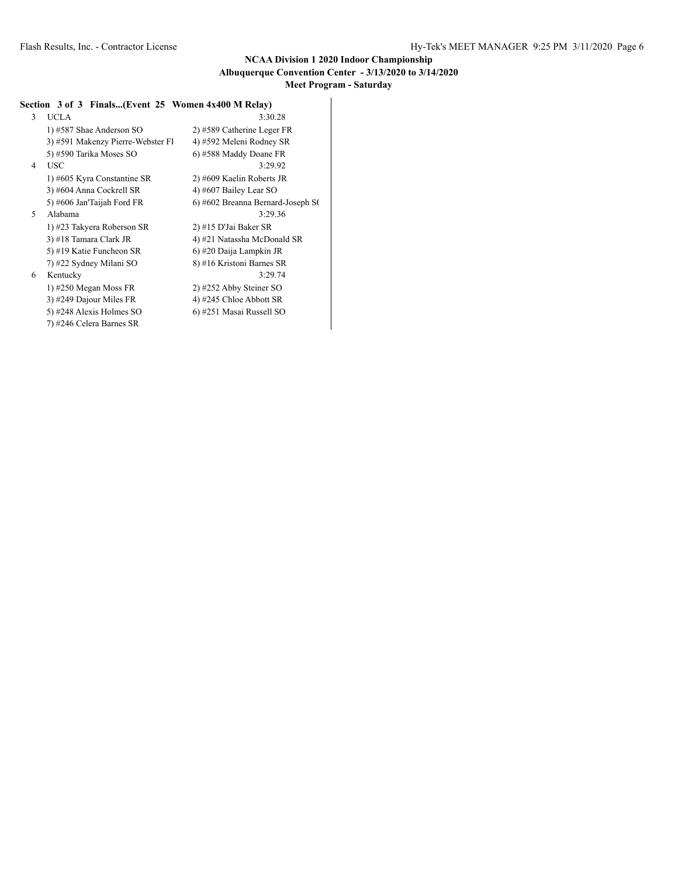**NCAA Division 1 2020 Indoor Championship**
**Albuquerque Convention Center - 3/13/2020 to 3/14/2020**
**Meet Program - Saturday**

**Section 3 of 3 Finals...(Event 25 Women 4x400 M Relay)**

| | | | |
|---|---|---|---|
| 3 | UCLA | | 3:30.28 |
| | 1) #587 Shae Anderson SO | 2) #589 Catherine Leger FR | |
| | 3) #591 Makenzy Pierre-Webster FI | 4) #592 Meleni Rodney SR | |
| | 5) #590 Tarika Moses SO | 6) #588 Maddy Doane FR | |
| 4 | USC | | 3:29.92 |
| | 1) #605 Kyra Constantine SR | 2) #609 Kaelin Roberts JR | |
| | 3) #604 Anna Cockrell SR | 4) #607 Bailey Lear SO | |
| | 5) #606 Jan'Taijah Ford FR | 6) #602 Breanna Bernard-Joseph SC | |
| 5 | Alabama | | 3:29.36 |
| | 1) #23 Takyera Roberson SR | 2) #15 D'Jai Baker SR | |
| | 3) #18 Tamara Clark JR | 4) #21 Natassha McDonald SR | |
| | 5) #19 Katie Funcheon SR | 6) #20 Daija Lampkin JR | |
| | 7) #22 Sydney Milani SO | 8) #16 Kristoni Barnes SR | |
| 6 | Kentucky | | 3:29.74 |
| | 1) #250 Megan Moss FR | 2) #252 Abby Steiner SO | |
| | 3) #249 Dajour Miles FR | 4) #245 Chloe Abbott SR | |
| | 5) #248 Alexis Holmes SO | 6) #251 Masai Russell SO | |
| | 7) #246 Celera Barnes SR | | |